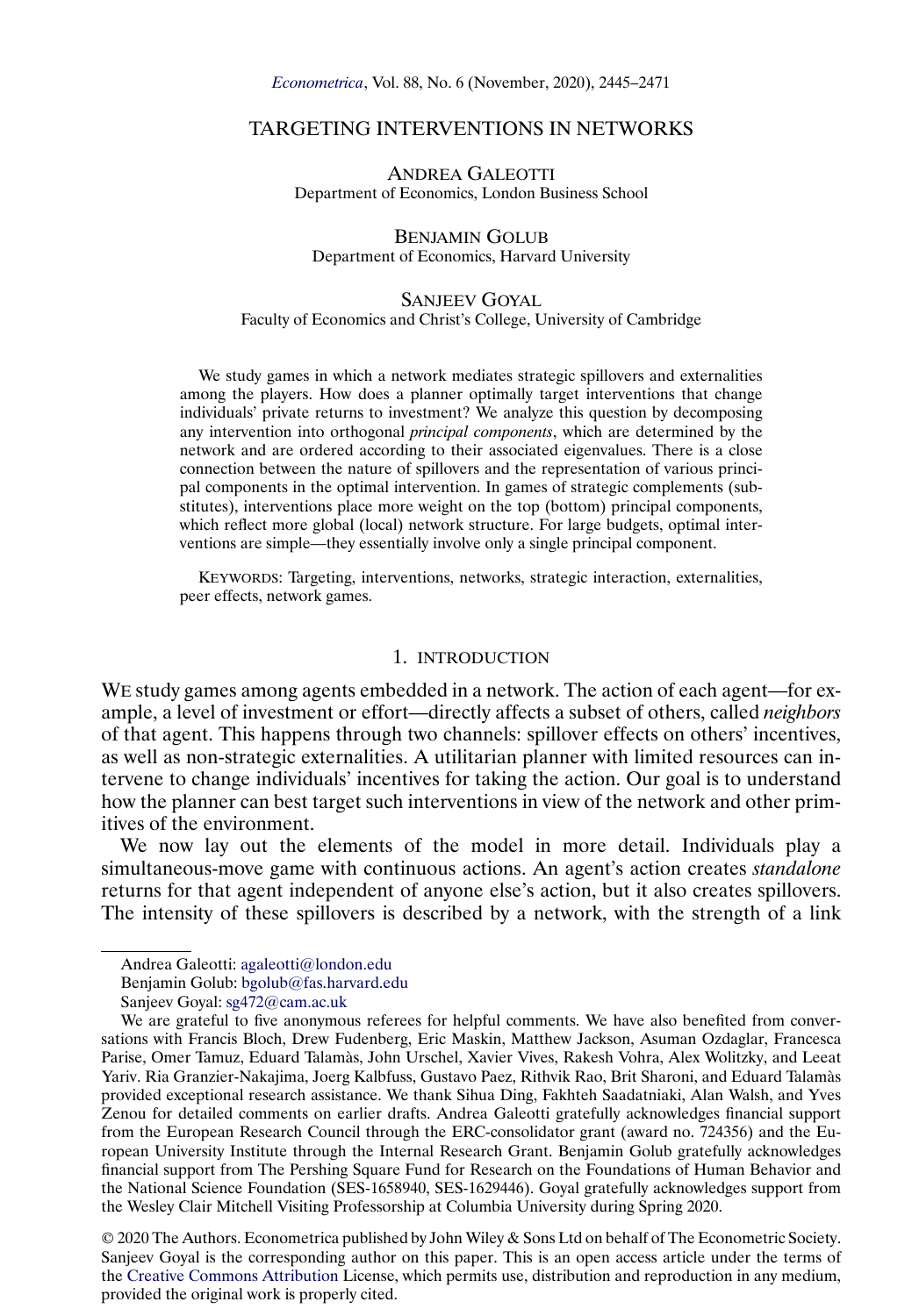# TARGETING INTERVENTIONS IN NETWORKS

ANDREA GALEOTTI
Department of Economics, London Business School

BENJAMIN GOLUB
Department of Economics, Harvard University

SANJEEV GOYAL
Faculty of Economics and Christ's College, University of Cambridge

We study games in which a network mediates strategic spillovers and externalities among the players. How does a planner optimally target interventions that change individuals' private returns to investment? We analyze this question by decomposing any intervention into orthogonal *principal components*, which are determined by the network and are ordered according to their associated eigenvalues. There is a close connection between the nature of spillovers and the representation of various principal components in the optimal intervention. In games of strategic complements (substitutes), interventions place more weight on the top (bottom) principal components, which reflect more global (local) network structure. For large budgets, optimal interventions are simple—they essentially involve only a single principal component.

KEYWORDS: Targeting, interventions, networks, strategic interaction, externalities, peer effects, network games.

## 1. INTRODUCTION

WE study games among agents embedded in a network. The action of each agent—for example, a level of investment or effort—directly affects a subset of others, called *neighbors* of that agent. This happens through two channels: spillover effects on others' incentives, as well as non-strategic externalities. A utilitarian planner with limited resources can intervene to change individuals' incentives for taking the action. Our goal is to understand how the planner can best target such interventions in view of the network and other primitives of the environment.

We now lay out the elements of the model in more detail. Individuals play a simultaneous-move game with continuous actions. An agent's action creates *standalone* returns for that agent independent of anyone else's action, but it also creates spillovers. The intensity of these spillovers is described by a network, with the strength of a link

---

Andrea Galeotti: agaleotti@london.edu
Benjamin Golub: bgolub@fas.harvard.edu
Sanjeev Goyal: sg472@cam.ac.uk

We are grateful to five anonymous referees for helpful comments. We have also benefited from conversations with Francis Bloch, Drew Fudenberg, Eric Maskin, Matthew Jackson, Asuman Ozdaglar, Francesca Parise, Omer Tamuz, Eduard Talamàs, John Urschel, Xavier Vives, Rakesh Vohra, Alex Wolitzky, and Leeat Yariv. Ria Granzier-Nakajima, Joerg Kalbfuss, Gustavo Paez, Rithvik Rao, Brit Sharoni, and Eduard Talamàs provided exceptional research assistance. We thank Sihua Ding, Fakhteh Saadatniaki, Alan Walsh, and Yves Zenou for detailed comments on earlier drafts. Andrea Galeotti gratefully acknowledges financial support from the European Research Council through the ERC-consolidator grant (award no. 724356) and the European University Institute through the Internal Research Grant. Benjamin Golub gratefully acknowledges financial support from The Pershing Square Fund for Research on the Foundations of Human Behavior and the National Science Foundation (SES-1658940, SES-1629446). Goyal gratefully acknowledges support from the Wesley Clair Mitchell Visiting Professorship at Columbia University during Spring 2020.

© 2020 The Authors. Econometrica published by John Wiley & Sons Ltd on behalf of The Econometric Society. Sanjeev Goyal is the corresponding author on this paper. This is an open access article under the terms of the Creative Commons Attribution License, which permits use, distribution and reproduction in any medium, provided the original work is properly cited.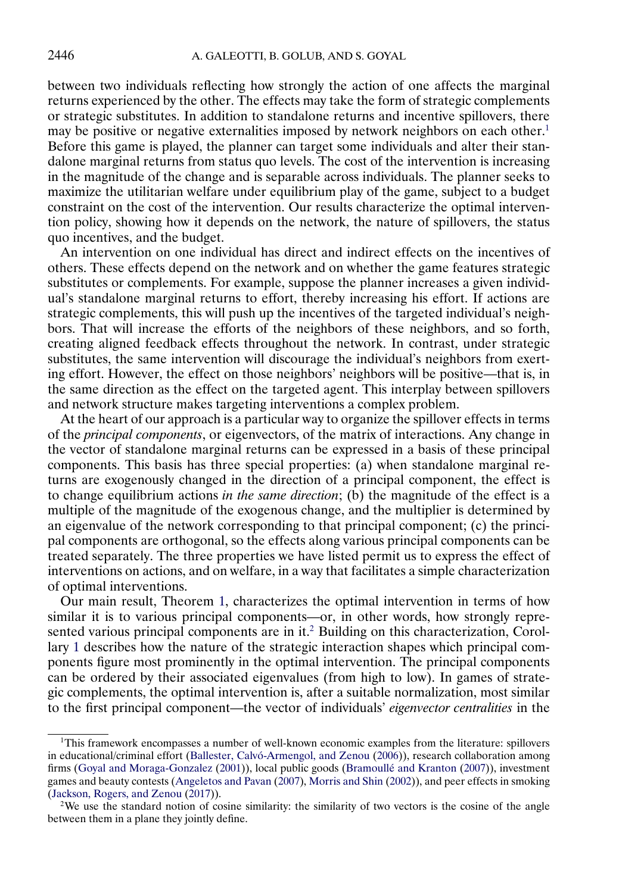between two individuals reflecting how strongly the action of one affects the marginal returns experienced by the other. The effects may take the form of strategic complements or strategic substitutes. In addition to standalone returns and incentive spillovers, there may be positive or negative externalities imposed by network neighbors on each other.[1] Before this game is played, the planner can target some individuals and alter their standalone marginal returns from status quo levels. The cost of the intervention is increasing in the magnitude of the change and is separable across individuals. The planner seeks to maximize the utilitarian welfare under equilibrium play of the game, subject to a budget constraint on the cost of the intervention. Our results characterize the optimal intervention policy, showing how it depends on the network, the nature of spillovers, the status quo incentives, and the budget.

An intervention on one individual has direct and indirect effects on the incentives of others. These effects depend on the network and on whether the game features strategic substitutes or complements. For example, suppose the planner increases a given individual's standalone marginal returns to effort, thereby increasing his effort. If actions are strategic complements, this will push up the incentives of the targeted individual's neighbors. That will increase the efforts of the neighbors of these neighbors, and so forth, creating aligned feedback effects throughout the network. In contrast, under strategic substitutes, the same intervention will discourage the individual's neighbors from exerting effort. However, the effect on those neighbors' neighbors will be positive—that is, in the same direction as the effect on the targeted agent. This interplay between spillovers and network structure makes targeting interventions a complex problem.

At the heart of our approach is a particular way to organize the spillover effects in terms of the *principal components*, or eigenvectors, of the matrix of interactions. Any change in the vector of standalone marginal returns can be expressed in a basis of these principal components. This basis has three special properties: (a) when standalone marginal returns are exogenously changed in the direction of a principal component, the effect is to change equilibrium actions *in the same direction*; (b) the magnitude of the effect is a multiple of the magnitude of the exogenous change, and the multiplier is determined by an eigenvalue of the network corresponding to that principal component; (c) the principal components are orthogonal, so the effects along various principal components can be treated separately. The three properties we have listed permit us to express the effect of interventions on actions, and on welfare, in a way that facilitates a simple characterization of optimal interventions.

Our main result, Theorem 1, characterizes the optimal intervention in terms of how similar it is to various principal components—or, in other words, how strongly represented various principal components are in it.[2] Building on this characterization, Corollary 1 describes how the nature of the strategic interaction shapes which principal components figure most prominently in the optimal intervention. The principal components can be ordered by their associated eigenvalues (from high to low). In games of strategic complements, the optimal intervention is, after a suitable normalization, most similar to the first principal component—the vector of individuals' *eigenvector centralities* in the

[1]This framework encompasses a number of well-known economic examples from the literature: spillovers in educational/criminal effort (Ballester, Calvó-Armengol, and Zenou (2006)), research collaboration among firms (Goyal and Moraga-Gonzalez (2001)), local public goods (Bramoullé and Kranton (2007)), investment games and beauty contests (Angeletos and Pavan (2007), Morris and Shin (2002)), and peer effects in smoking (Jackson, Rogers, and Zenou (2017)).

[2]We use the standard notion of cosine similarity: the similarity of two vectors is the cosine of the angle between them in a plane they jointly define.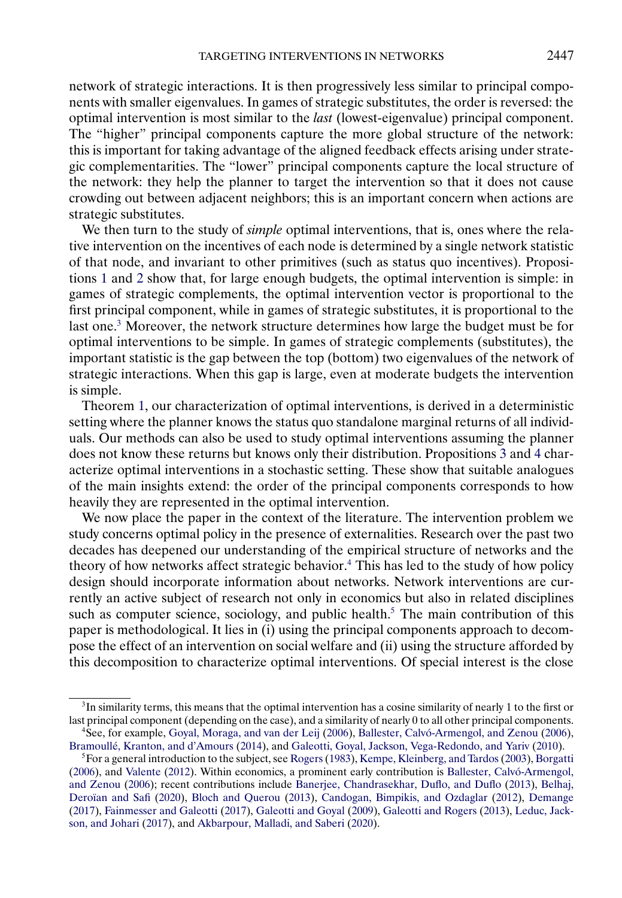network of strategic interactions. It is then progressively less similar to principal components with smaller eigenvalues. In games of strategic substitutes, the order is reversed: the optimal intervention is most similar to the *last* (lowest-eigenvalue) principal component. The "higher" principal components capture the more global structure of the network: this is important for taking advantage of the aligned feedback effects arising under strategic complementarities. The "lower" principal components capture the local structure of the network: they help the planner to target the intervention so that it does not cause crowding out between adjacent neighbors; this is an important concern when actions are strategic substitutes.

We then turn to the study of *simple* optimal interventions, that is, ones where the relative intervention on the incentives of each node is determined by a single network statistic of that node, and invariant to other primitives (such as status quo incentives). Propositions 1 and 2 show that, for large enough budgets, the optimal intervention is simple: in games of strategic complements, the optimal intervention vector is proportional to the first principal component, while in games of strategic substitutes, it is proportional to the last one.[3] Moreover, the network structure determines how large the budget must be for optimal interventions to be simple. In games of strategic complements (substitutes), the important statistic is the gap between the top (bottom) two eigenvalues of the network of strategic interactions. When this gap is large, even at moderate budgets the intervention is simple.

Theorem 1, our characterization of optimal interventions, is derived in a deterministic setting where the planner knows the status quo standalone marginal returns of all individuals. Our methods can also be used to study optimal interventions assuming the planner does not know these returns but knows only their distribution. Propositions 3 and 4 characterize optimal interventions in a stochastic setting. These show that suitable analogues of the main insights extend: the order of the principal components corresponds to how heavily they are represented in the optimal intervention.

We now place the paper in the context of the literature. The intervention problem we study concerns optimal policy in the presence of externalities. Research over the past two decades has deepened our understanding of the empirical structure of networks and the theory of how networks affect strategic behavior.[4] This has led to the study of how policy design should incorporate information about networks. Network interventions are currently an active subject of research not only in economics but also in related disciplines such as computer science, sociology, and public health.[5] The main contribution of this paper is methodological. It lies in (i) using the principal components approach to decompose the effect of an intervention on social welfare and (ii) using the structure afforded by this decomposition to characterize optimal interventions. Of special interest is the close

[3]In similarity terms, this means that the optimal intervention has a cosine similarity of nearly 1 to the first or last principal component (depending on the case), and a similarity of nearly 0 to all other principal components.

[4]See, for example, Goyal, Moraga, and van der Leij (2006), Ballester, Calvó-Armengol, and Zenou (2006), Bramoullé, Kranton, and d'Amours (2014), and Galeotti, Goyal, Jackson, Vega-Redondo, and Yariv (2010).

[5]For a general introduction to the subject, see Rogers (1983), Kempe, Kleinberg, and Tardos (2003), Borgatti (2006), and Valente (2012). Within economics, a prominent early contribution is Ballester, Calvó-Armengol, and Zenou (2006); recent contributions include Banerjee, Chandrasekhar, Duflo, and Duflo (2013), Belhaj, Deroïan and Safi (2020), Bloch and Querou (2013), Candogan, Bimpikis, and Ozdaglar (2012), Demange (2017), Fainmesser and Galeotti (2017), Galeotti and Goyal (2009), Galeotti and Rogers (2013), Leduc, Jackson, and Johari (2017), and Akbarpour, Malladi, and Saberi (2020).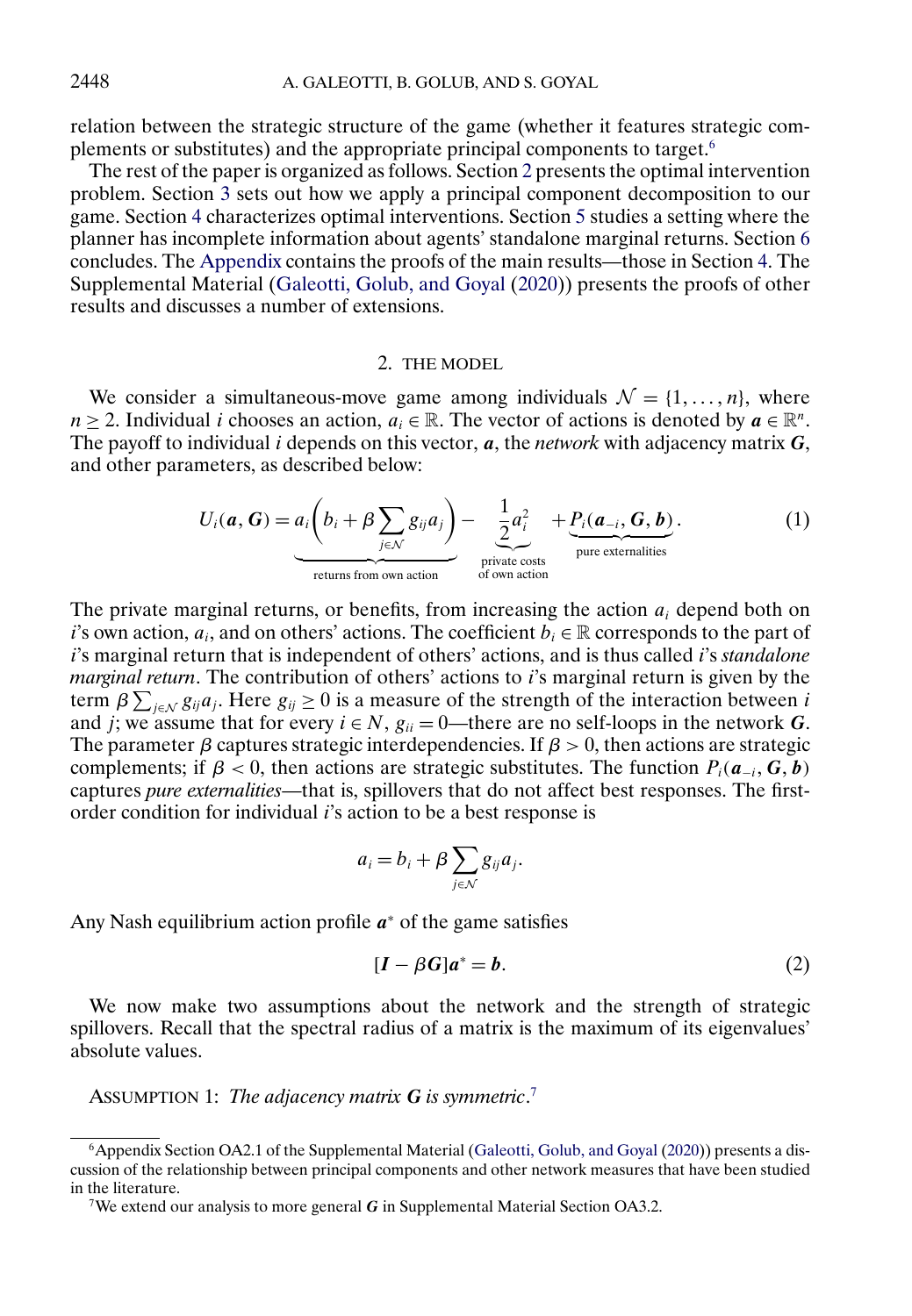relation between the strategic structure of the game (whether it features strategic complements or substitutes) and the appropriate principal components to target.[6]

The rest of the paper is organized as follows. Section 2 presents the optimal intervention problem. Section 3 sets out how we apply a principal component decomposition to our game. Section 4 characterizes optimal interventions. Section 5 studies a setting where the planner has incomplete information about agents' standalone marginal returns. Section 6 concludes. The Appendix contains the proofs of the main results—those in Section 4. The Supplemental Material (Galeotti, Golub, and Goyal (2020)) presents the proofs of other results and discusses a number of extensions.

## 2. THE MODEL

We consider a simultaneous-move game among individuals $\mathcal{N} = \{1, \dots, n\}$, where $n \geq 2$. Individual $i$ chooses an action, $a_i \in \mathbb{R}$. The vector of actions is denoted by $\boldsymbol{a} \in \mathbb{R}^n$. The payoff to individual $i$ depends on this vector, $\boldsymbol{a}$, the *network* with adjacency matrix $\boldsymbol{G}$, and other parameters, as described below:

$$U_i(\boldsymbol{a}, \boldsymbol{G}) = \underbrace{a_i\left(b_i + \beta \sum_{j \in \mathcal{N}} g_{ij} a_j\right)}_{\text{returns from own action}} - \underbrace{\frac{1}{2} a_i^2}_{\substack{\text{private costs} \\ \text{of own action}}} + \underbrace{P_i(\boldsymbol{a}_{-i}, \boldsymbol{G}, \boldsymbol{b})}_{\text{pure externalities}}. \tag{1}$$

The private marginal returns, or benefits, from increasing the action $a_i$ depend both on $i$'s own action, $a_i$, and on others' actions. The coefficient $b_i \in \mathbb{R}$ corresponds to the part of $i$'s marginal return that is independent of others' actions, and is thus called $i$'s *standalone marginal return*. The contribution of others' actions to $i$'s marginal return is given by the term $\beta \sum_{j \in \mathcal{N}} g_{ij} a_j$. Here $g_{ij} \geq 0$ is a measure of the strength of the interaction between $i$ and $j$; we assume that for every $i \in N$, $g_{ii} = 0$—there are no self-loops in the network $\boldsymbol{G}$. The parameter $\beta$ captures strategic interdependencies. If $\beta > 0$, then actions are strategic complements; if $\beta < 0$, then actions are strategic substitutes. The function $P_i(\boldsymbol{a}_{-i}, \boldsymbol{G}, \boldsymbol{b})$ captures *pure externalities*—that is, spillovers that do not affect best responses. The first-order condition for individual $i$'s action to be a best response is

$$a_i = b_i + \beta \sum_{j \in \mathcal{N}} g_{ij} a_j.$$

Any Nash equilibrium action profile $\boldsymbol{a}^*$ of the game satisfies

$$[\boldsymbol{I} - \beta \boldsymbol{G}]\boldsymbol{a}^* = \boldsymbol{b}. \tag{2}$$

We now make two assumptions about the network and the strength of strategic spillovers. Recall that the spectral radius of a matrix is the maximum of its eigenvalues' absolute values.

ASSUMPTION 1: *The adjacency matrix $\boldsymbol{G}$ is symmetric.*[7]

---

[6] Appendix Section OA2.1 of the Supplemental Material (Galeotti, Golub, and Goyal (2020)) presents a discussion of the relationship between principal components and other network measures that have been studied in the literature.

[7] We extend our analysis to more general $\boldsymbol{G}$ in Supplemental Material Section OA3.2.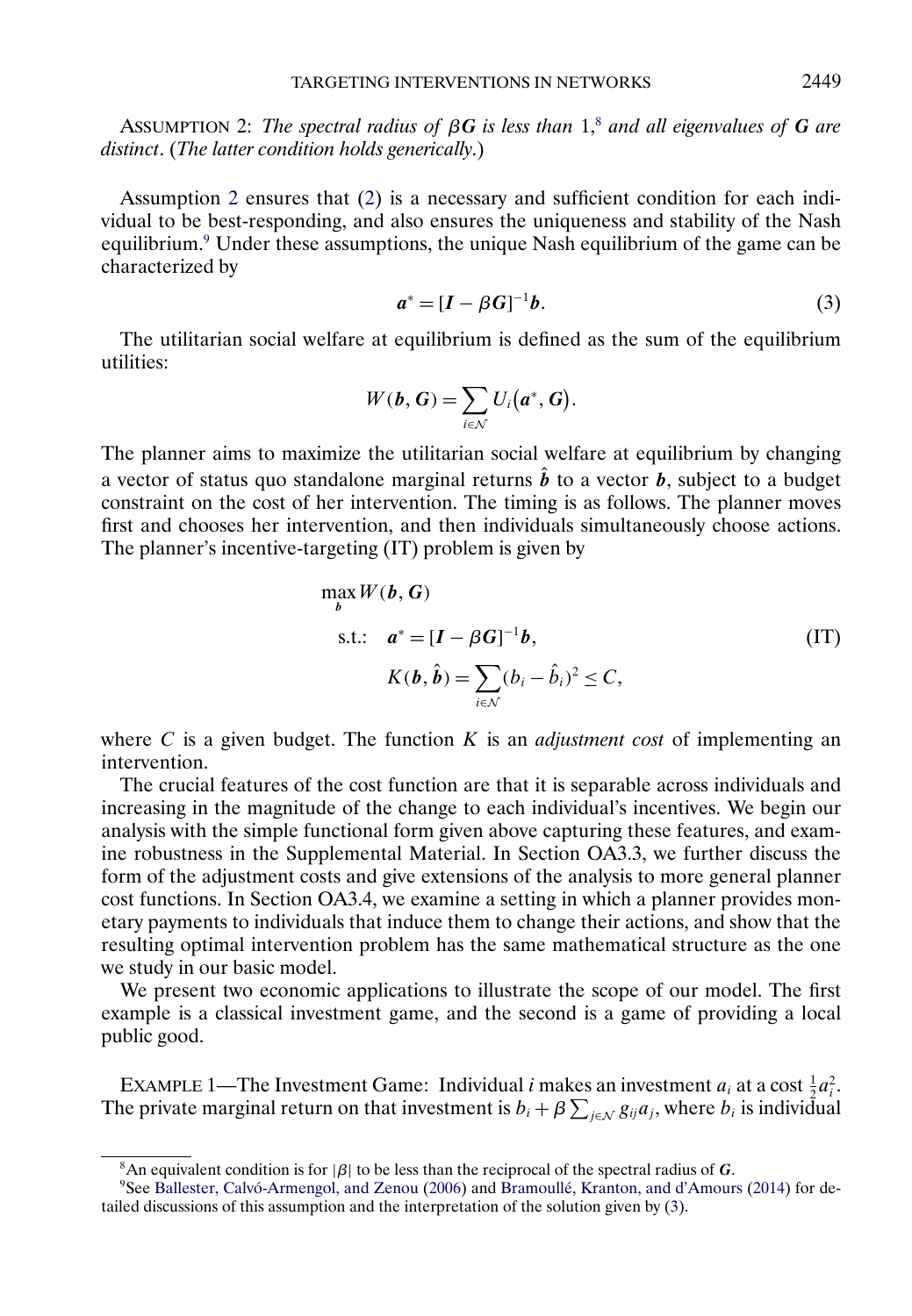ASSUMPTION 2: *The spectral radius of $\beta \boldsymbol{G}$ is less than* 1,[8] *and all eigenvalues of $\boldsymbol{G}$ are distinct*. (*The latter condition holds generically.*)

Assumption 2 ensures that (2) is a necessary and sufficient condition for each individual to be best-responding, and also ensures the uniqueness and stability of the Nash equilibrium.[9] Under these assumptions, the unique Nash equilibrium of the game can be characterized by

$$\boldsymbol{a}^* = [\boldsymbol{I} - \beta \boldsymbol{G}]^{-1}\boldsymbol{b}. \tag{3}$$

The utilitarian social welfare at equilibrium is defined as the sum of the equilibrium utilities:

$$W(\boldsymbol{b}, \boldsymbol{G}) = \sum_{i \in \mathcal{N}} U_i(\boldsymbol{a}^*, \boldsymbol{G}).$$

The planner aims to maximize the utilitarian social welfare at equilibrium by changing a vector of status quo standalone marginal returns $\hat{\boldsymbol{b}}$ to a vector $\boldsymbol{b}$, subject to a budget constraint on the cost of her intervention. The timing is as follows. The planner moves first and chooses her intervention, and then individuals simultaneously choose actions. The planner's incentive-targeting (IT) problem is given by

$$\begin{aligned} &\max_{\boldsymbol{b}} W(\boldsymbol{b}, \boldsymbol{G}) \\ &\text{s.t.:} \quad \boldsymbol{a}^* = [\boldsymbol{I} - \beta \boldsymbol{G}]^{-1}\boldsymbol{b}, \\ &\qquad\quad K(\boldsymbol{b}, \hat{\boldsymbol{b}}) = \sum_{i \in \mathcal{N}} (b_i - \hat{b}_i)^2 \leq C, \end{aligned} \tag{IT}$$

where $C$ is a given budget. The function $K$ is an *adjustment cost* of implementing an intervention.

The crucial features of the cost function are that it is separable across individuals and increasing in the magnitude of the change to each individual's incentives. We begin our analysis with the simple functional form given above capturing these features, and examine robustness in the Supplemental Material. In Section OA3.3, we further discuss the form of the adjustment costs and give extensions of the analysis to more general planner cost functions. In Section OA3.4, we examine a setting in which a planner provides monetary payments to individuals that induce them to change their actions, and show that the resulting optimal intervention problem has the same mathematical structure as the one we study in our basic model.

We present two economic applications to illustrate the scope of our model. The first example is a classical investment game, and the second is a game of providing a local public good.

EXAMPLE 1—The Investment Game: Individual $i$ makes an investment $a_i$ at a cost $\frac{1}{2}a_i^2$. The private marginal return on that investment is $b_i + \beta \sum_{j \in \mathcal{N}} g_{ij} a_j$, where $b_i$ is individual

---

[8] An equivalent condition is for $|\beta|$ to be less than the reciprocal of the spectral radius of $\boldsymbol{G}$.

[9] See Ballester, Calvó-Armengol, and Zenou (2006) and Bramoullé, Kranton, and d'Amours (2014) for detailed discussions of this assumption and the interpretation of the solution given by (3).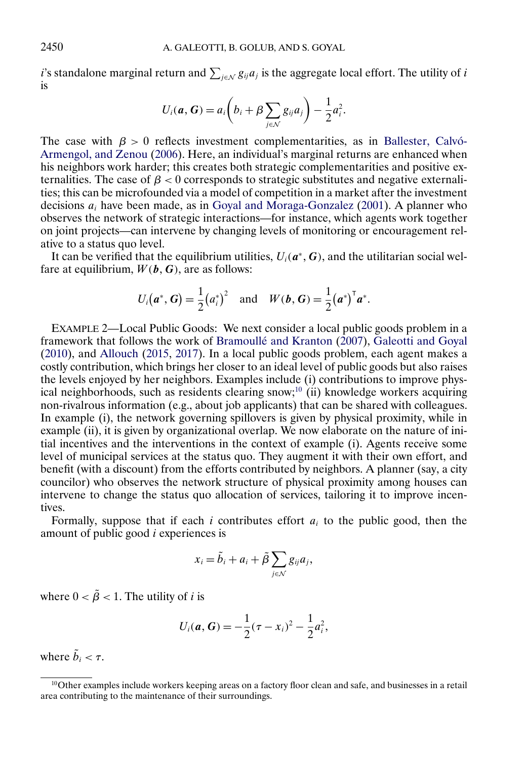$i$'s standalone marginal return and $\sum_{j\in\mathcal{N}} g_{ij}a_j$ is the aggregate local effort. The utility of $i$ is

$$U_i(\boldsymbol{a}, \boldsymbol{G}) = a_i\left(b_i + \beta \sum_{j\in\mathcal{N}} g_{ij}a_j\right) - \frac{1}{2}a_i^2.$$

The case with $\beta > 0$ reflects investment complementarities, as in Ballester, Calvó-Armengol, and Zenou (2006). Here, an individual's marginal returns are enhanced when his neighbors work harder; this creates both strategic complementarities and positive externalities. The case of $\beta < 0$ corresponds to strategic substitutes and negative externalities; this can be microfounded via a model of competition in a market after the investment decisions $a_i$ have been made, as in Goyal and Moraga-Gonzalez (2001). A planner who observes the network of strategic interactions—for instance, which agents work together on joint projects—can intervene by changing levels of monitoring or encouragement relative to a status quo level.

It can be verified that the equilibrium utilities, $U_i(\boldsymbol{a}^*, \boldsymbol{G})$, and the utilitarian social welfare at equilibrium, $W(\boldsymbol{b}, \boldsymbol{G})$, are as follows:

$$U_i(\boldsymbol{a}^*, \boldsymbol{G}) = \frac{1}{2}\left(a_i^*\right)^2 \quad \text{and} \quad W(\boldsymbol{b}, \boldsymbol{G}) = \frac{1}{2}\left(\boldsymbol{a}^*\right)^{\mathsf{T}}\boldsymbol{a}^*.$$

EXAMPLE 2—Local Public Goods: We next consider a local public goods problem in a framework that follows the work of Bramoullé and Kranton (2007), Galeotti and Goyal (2010), and Allouch (2015, 2017). In a local public goods problem, each agent makes a costly contribution, which brings her closer to an ideal level of public goods but also raises the levels enjoyed by her neighbors. Examples include (i) contributions to improve physical neighborhoods, such as residents clearing snow;[10] (ii) knowledge workers acquiring non-rivalrous information (e.g., about job applicants) that can be shared with colleagues. In example (i), the network governing spillovers is given by physical proximity, while in example (ii), it is given by organizational overlap. We now elaborate on the nature of initial incentives and the interventions in the context of example (i). Agents receive some level of municipal services at the status quo. They augment it with their own effort, and benefit (with a discount) from the efforts contributed by neighbors. A planner (say, a city councilor) who observes the network structure of physical proximity among houses can intervene to change the status quo allocation of services, tailoring it to improve incentives.

Formally, suppose that if each $i$ contributes effort $a_i$ to the public good, then the amount of public good $i$ experiences is

$$x_i = \tilde{b}_i + a_i + \tilde{\beta} \sum_{j\in\mathcal{N}} g_{ij}a_j,$$

where $0 < \tilde{\beta} < 1$. The utility of $i$ is

$$U_i(\boldsymbol{a}, \boldsymbol{G}) = -\frac{1}{2}(\tau - x_i)^2 - \frac{1}{2}a_i^2,$$

where $\tilde{b}_i < \tau$.

[10]Other examples include workers keeping areas on a factory floor clean and safe, and businesses in a retail area contributing to the maintenance of their surroundings.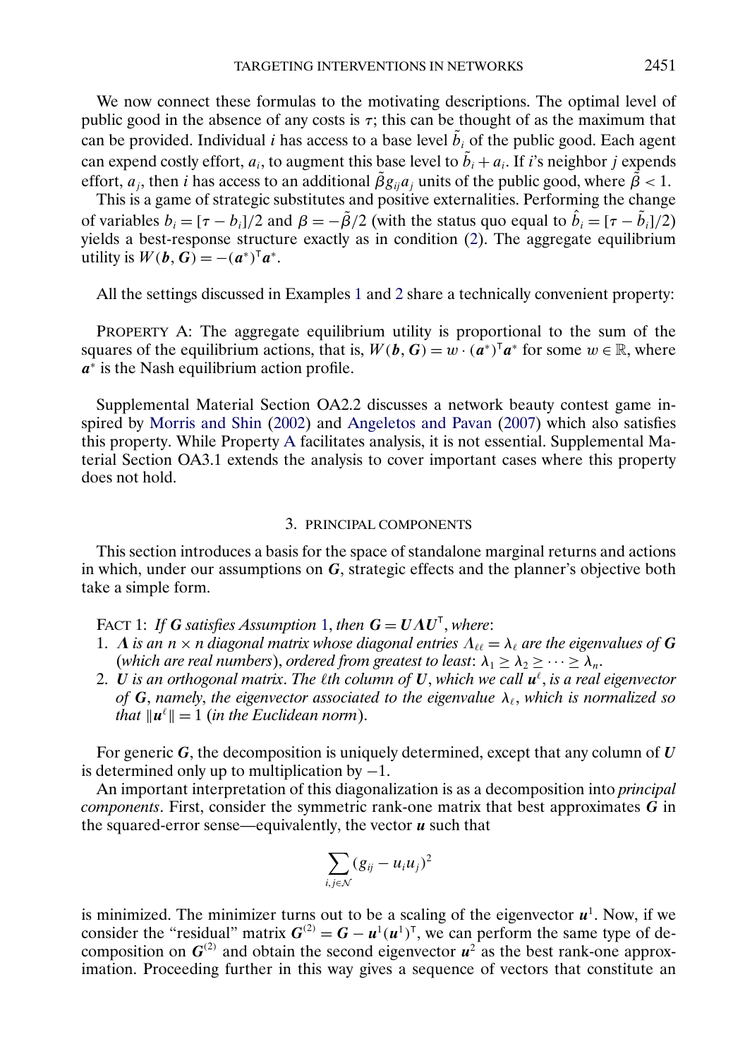We now connect these formulas to the motivating descriptions. The optimal level of public good in the absence of any costs is $\tau$; this can be thought of as the maximum that can be provided. Individual $i$ has access to a base level $\tilde{b}_i$ of the public good. Each agent can expend costly effort, $a_i$, to augment this base level to $\tilde{b}_i + a_i$. If $i$'s neighbor $j$ expends effort, $a_j$, then $i$ has access to an additional $\tilde{\beta} g_{ij} a_j$ units of the public good, where $\tilde{\beta} < 1$.

This is a game of strategic substitutes and positive externalities. Performing the change of variables $b_i = [\tau - b_i]/2$ and $\beta = -\tilde{\beta}/2$ (with the status quo equal to $\hat{b}_i = [\tau - \tilde{b}_i]/2$) yields a best-response structure exactly as in condition (2). The aggregate equilibrium utility is $W(\boldsymbol{b}, \boldsymbol{G}) = -(\boldsymbol{a}^*)^\mathsf{T} \boldsymbol{a}^*$.

All the settings discussed in Examples 1 and 2 share a technically convenient property:

PROPERTY A: *The aggregate equilibrium utility is proportional to the sum of the squares of the equilibrium actions, that is, $W(\boldsymbol{b}, \boldsymbol{G}) = w \cdot (\boldsymbol{a}^*)^\mathsf{T} \boldsymbol{a}^*$ for some $w \in \mathbb{R}$, where $\boldsymbol{a}^*$ is the Nash equilibrium action profile.*

Supplemental Material Section OA2.2 discusses a network beauty contest game inspired by Morris and Shin (2002) and Angeletos and Pavan (2007) which also satisfies this property. While Property A facilitates analysis, it is not essential. Supplemental Material Section OA3.1 extends the analysis to cover important cases where this property does not hold.

## 3. PRINCIPAL COMPONENTS

This section introduces a basis for the space of standalone marginal returns and actions in which, under our assumptions on $\boldsymbol{G}$, strategic effects and the planner's objective both take a simple form.

FACT 1: *If $\boldsymbol{G}$ satisfies Assumption 1, then $\boldsymbol{G} = \boldsymbol{U}\boldsymbol{\Lambda}\boldsymbol{U}^\mathsf{T}$, where*:

1. *$\boldsymbol{\Lambda}$ is an $n \times n$ diagonal matrix whose diagonal entries $\Lambda_{\ell\ell} = \lambda_\ell$ are the eigenvalues of $\boldsymbol{G}$ (which are real numbers), ordered from greatest to least: $\lambda_1 \geq \lambda_2 \geq \cdots \geq \lambda_n$.*
2. *$\boldsymbol{U}$ is an orthogonal matrix. The $\ell$th column of $\boldsymbol{U}$, which we call $\boldsymbol{u}^\ell$, is a real eigenvector of $\boldsymbol{G}$, namely, the eigenvector associated to the eigenvalue $\lambda_\ell$, which is normalized so that $\|\boldsymbol{u}^\ell\| = 1$ (in the Euclidean norm).*

For generic $\boldsymbol{G}$, the decomposition is uniquely determined, except that any column of $\boldsymbol{U}$ is determined only up to multiplication by $-1$.

An important interpretation of this diagonalization is as a decomposition into *principal components*. First, consider the symmetric rank-one matrix that best approximates $\boldsymbol{G}$ in the squared-error sense—equivalently, the vector $\boldsymbol{u}$ such that

$$\sum_{i,j \in \mathcal{N}} (g_{ij} - u_i u_j)^2$$

is minimized. The minimizer turns out to be a scaling of the eigenvector $\boldsymbol{u}^1$. Now, if we consider the "residual" matrix $\boldsymbol{G}^{(2)} = \boldsymbol{G} - \boldsymbol{u}^1 (\boldsymbol{u}^1)^\mathsf{T}$, we can perform the same type of decomposition on $\boldsymbol{G}^{(2)}$ and obtain the second eigenvector $\boldsymbol{u}^2$ as the best rank-one approximation. Proceeding further in this way gives a sequence of vectors that constitute an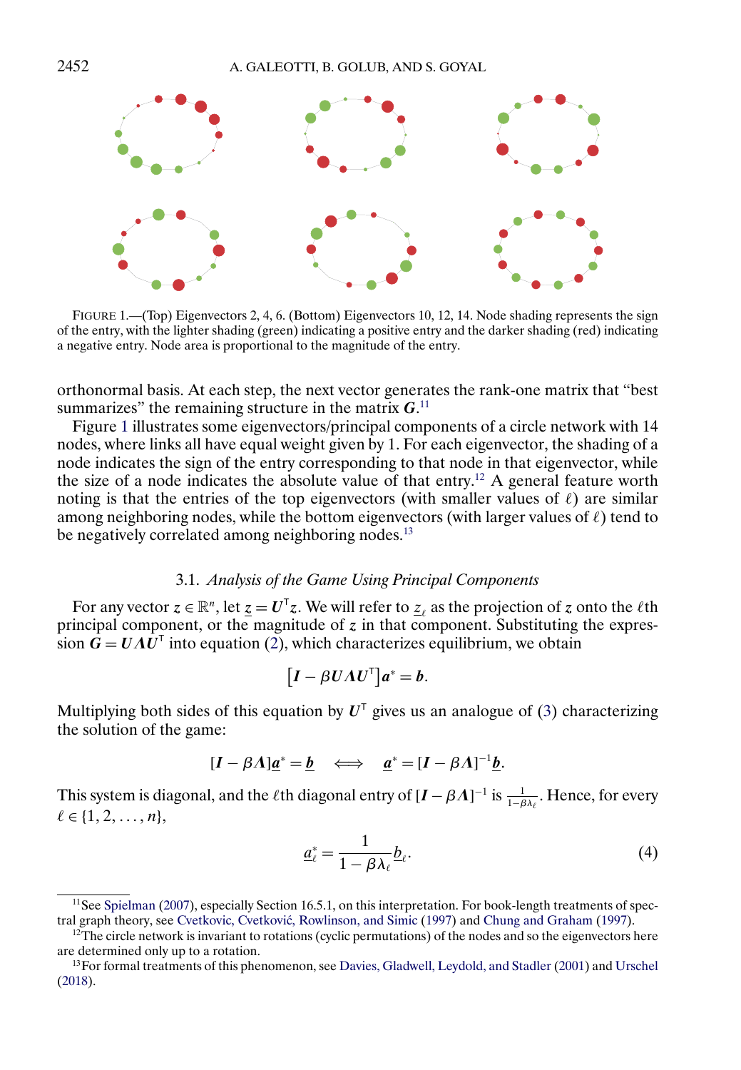FIGURE 1.—(Top) Eigenvectors 2, 4, 6. (Bottom) Eigenvectors 10, 12, 14. Node shading represents the sign of the entry, with the lighter shading (green) indicating a positive entry and the darker shading (red) indicating a negative entry. Node area is proportional to the magnitude of the entry.

orthonormal basis. At each step, the next vector generates the rank-one matrix that "best summarizes" the remaining structure in the matrix $\boldsymbol{G}$.[11]

Figure 1 illustrates some eigenvectors/principal components of a circle network with 14 nodes, where links all have equal weight given by 1. For each eigenvector, the shading of a node indicates the sign of the entry corresponding to that node in that eigenvector, while the size of a node indicates the absolute value of that entry.[12] A general feature worth noting is that the entries of the top eigenvectors (with smaller values of $\ell$) are similar among neighboring nodes, while the bottom eigenvectors (with larger values of $\ell$) tend to be negatively correlated among neighboring nodes.[13]

### 3.1. *Analysis of the Game Using Principal Components*

For any vector $z \in \mathbb{R}^n$, let $\underline{z} = \boldsymbol{U}^\mathsf{T} z$. We will refer to $\underline{z}_\ell$ as the projection of $z$ onto the $\ell$th principal component, or the magnitude of $z$ in that component. Substituting the expression $\boldsymbol{G} = \boldsymbol{U}\boldsymbol{\Lambda}\boldsymbol{U}^\mathsf{T}$ into equation (2), which characterizes equilibrium, we obtain

$$\left[\boldsymbol{I} - \beta \boldsymbol{U}\boldsymbol{\Lambda}\boldsymbol{U}^\mathsf{T}\right]\boldsymbol{a}^* = \boldsymbol{b}.$$

Multiplying both sides of this equation by $\boldsymbol{U}^\mathsf{T}$ gives us an analogue of (3) characterizing the solution of the game:

$$[\boldsymbol{I} - \beta\boldsymbol{\Lambda}]\underline{\boldsymbol{a}}^* = \underline{\boldsymbol{b}} \quad \Longleftrightarrow \quad \underline{\boldsymbol{a}}^* = [\boldsymbol{I} - \beta\boldsymbol{\Lambda}]^{-1}\underline{\boldsymbol{b}}.$$

This system is diagonal, and the $\ell$th diagonal entry of $[\boldsymbol{I} - \beta\boldsymbol{\Lambda}]^{-1}$ is $\frac{1}{1-\beta\lambda_\ell}$. Hence, for every $\ell \in \{1, 2, \dots, n\}$,

$$\underline{a}_\ell^* = \frac{1}{1 - \beta\lambda_\ell}\underline{b}_\ell. \tag{4}$$

---

[11] See Spielman (2007), especially Section 16.5.1, on this interpretation. For book-length treatments of spectral graph theory, see Cvetkovic, Cvetković, Rowlinson, and Simic (1997) and Chung and Graham (1997).

[12] The circle network is invariant to rotations (cyclic permutations) of the nodes and so the eigenvectors here are determined only up to a rotation.

[13] For formal treatments of this phenomenon, see Davies, Gladwell, Leydold, and Stadler (2001) and Urschel (2018).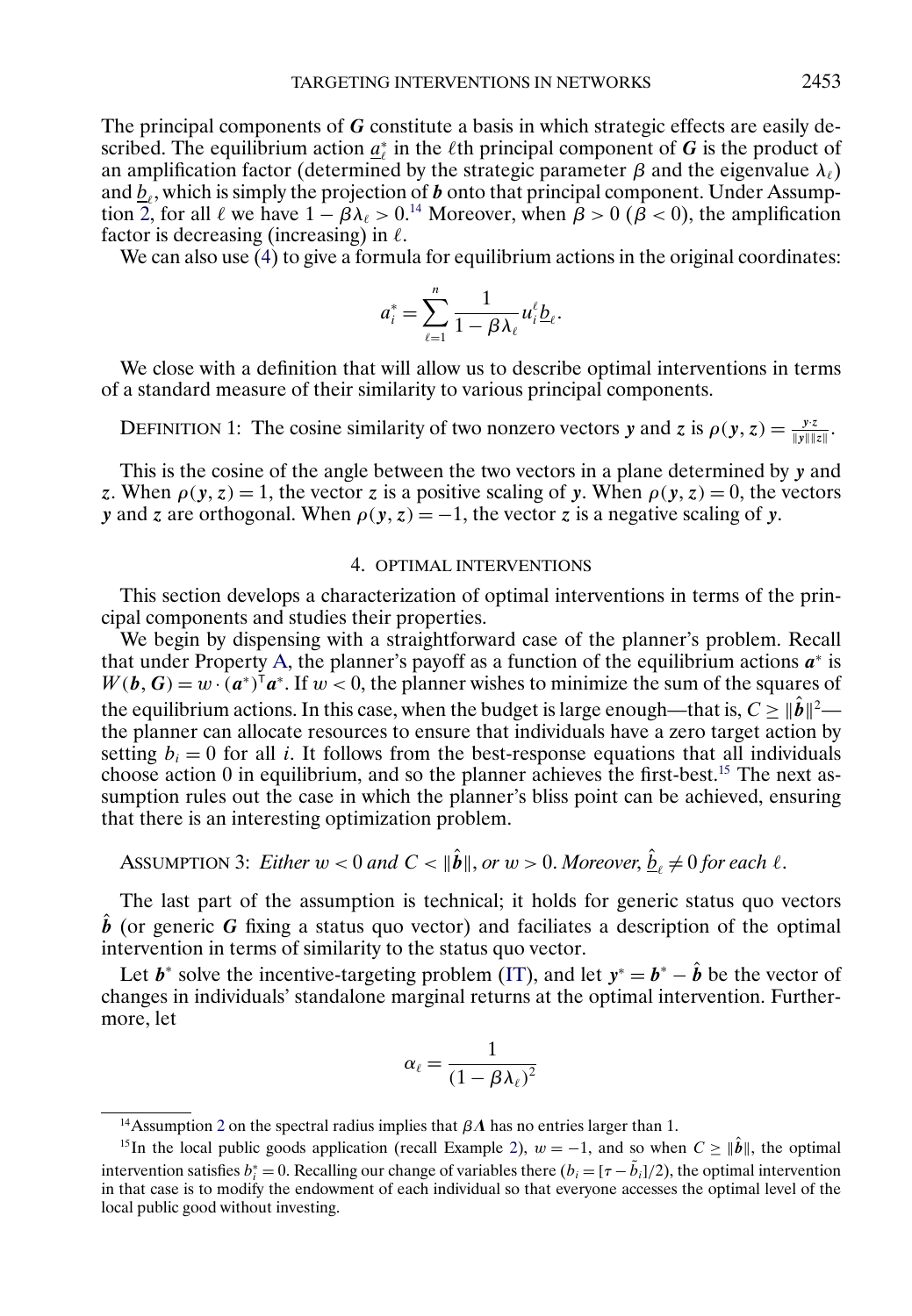The principal components of $\boldsymbol{G}$ constitute a basis in which strategic effects are easily described. The equilibrium action $\underline{a}_\ell^*$ in the $\ell$th principal component of $\boldsymbol{G}$ is the product of an amplification factor (determined by the strategic parameter $\beta$ and the eigenvalue $\lambda_\ell$) and $\underline{b}_\ell$, which is simply the projection of $\boldsymbol{b}$ onto that principal component. Under Assumption 2, for all $\ell$ we have $1-\beta\lambda_\ell > 0$.[14] Moreover, when $\beta > 0$ ($\beta < 0$), the amplification factor is decreasing (increasing) in $\ell$.

We can also use (4) to give a formula for equilibrium actions in the original coordinates:

$$a_i^* = \sum_{\ell=1}^{n} \frac{1}{1-\beta\lambda_\ell} u_i^\ell \underline{b}_\ell.$$

We close with a definition that will allow us to describe optimal interventions in terms of a standard measure of their similarity to various principal components.

DEFINITION 1: The cosine similarity of two nonzero vectors $\boldsymbol{y}$ and $\boldsymbol{z}$ is $\rho(\boldsymbol{y}, \boldsymbol{z}) = \frac{\boldsymbol{y}\cdot\boldsymbol{z}}{\|\boldsymbol{y}\|\|\boldsymbol{z}\|}$.

This is the cosine of the angle between the two vectors in a plane determined by $\boldsymbol{y}$ and $\boldsymbol{z}$. When $\rho(\boldsymbol{y}, \boldsymbol{z}) = 1$, the vector $\boldsymbol{z}$ is a positive scaling of $\boldsymbol{y}$. When $\rho(\boldsymbol{y}, \boldsymbol{z}) = 0$, the vectors $\boldsymbol{y}$ and $\boldsymbol{z}$ are orthogonal. When $\rho(\boldsymbol{y}, \boldsymbol{z}) = -1$, the vector $\boldsymbol{z}$ is a negative scaling of $\boldsymbol{y}$.

## 4. OPTIMAL INTERVENTIONS

This section develops a characterization of optimal interventions in terms of the principal components and studies their properties.

We begin by dispensing with a straightforward case of the planner's problem. Recall that under Property A, the planner's payoff as a function of the equilibrium actions $\boldsymbol{a}^*$ is $W(\boldsymbol{b}, \boldsymbol{G}) = w \cdot (\boldsymbol{a}^*)^\mathsf{T}\boldsymbol{a}^*$. If $w < 0$, the planner wishes to minimize the sum of the squares of the equilibrium actions. In this case, when the budget is large enough—that is, $C \geq \|\hat{\boldsymbol{b}}\|^2$—the planner can allocate resources to ensure that individuals have a zero target action by setting $b_i = 0$ for all $i$. It follows from the best-response equations that all individuals choose action 0 in equilibrium, and so the planner achieves the first-best.[15] The next assumption rules out the case in which the planner's bliss point can be achieved, ensuring that there is an interesting optimization problem.

ASSUMPTION 3: *Either $w < 0$ and $C < \|\hat{\boldsymbol{b}}\|$, or $w > 0$. Moreover, $\hat{\underline{b}}_\ell \neq 0$ for each $\ell$.*

The last part of the assumption is technical; it holds for generic status quo vectors $\hat{\boldsymbol{b}}$ (or generic $\boldsymbol{G}$ fixing a status quo vector) and faciliates a description of the optimal intervention in terms of similarity to the status quo vector.

Let $\boldsymbol{b}^*$ solve the incentive-targeting problem (IT), and let $\boldsymbol{y}^* = \boldsymbol{b}^* - \hat{\boldsymbol{b}}$ be the vector of changes in individuals' standalone marginal returns at the optimal intervention. Furthermore, let

$$\alpha_\ell = \frac{1}{(1-\beta\lambda_\ell)^2}$$

[14] Assumption 2 on the spectral radius implies that $\beta\boldsymbol{\Lambda}$ has no entries larger than 1.

[15] In the local public goods application (recall Example 2), $w = -1$, and so when $C \geq \|\hat{\boldsymbol{b}}\|$, the optimal intervention satisfies $b_i^* = 0$. Recalling our change of variables there ($b_i = [\tau - \tilde{b}_i]/2$), the optimal intervention in that case is to modify the endowment of each individual so that everyone accesses the optimal level of the local public good without investing.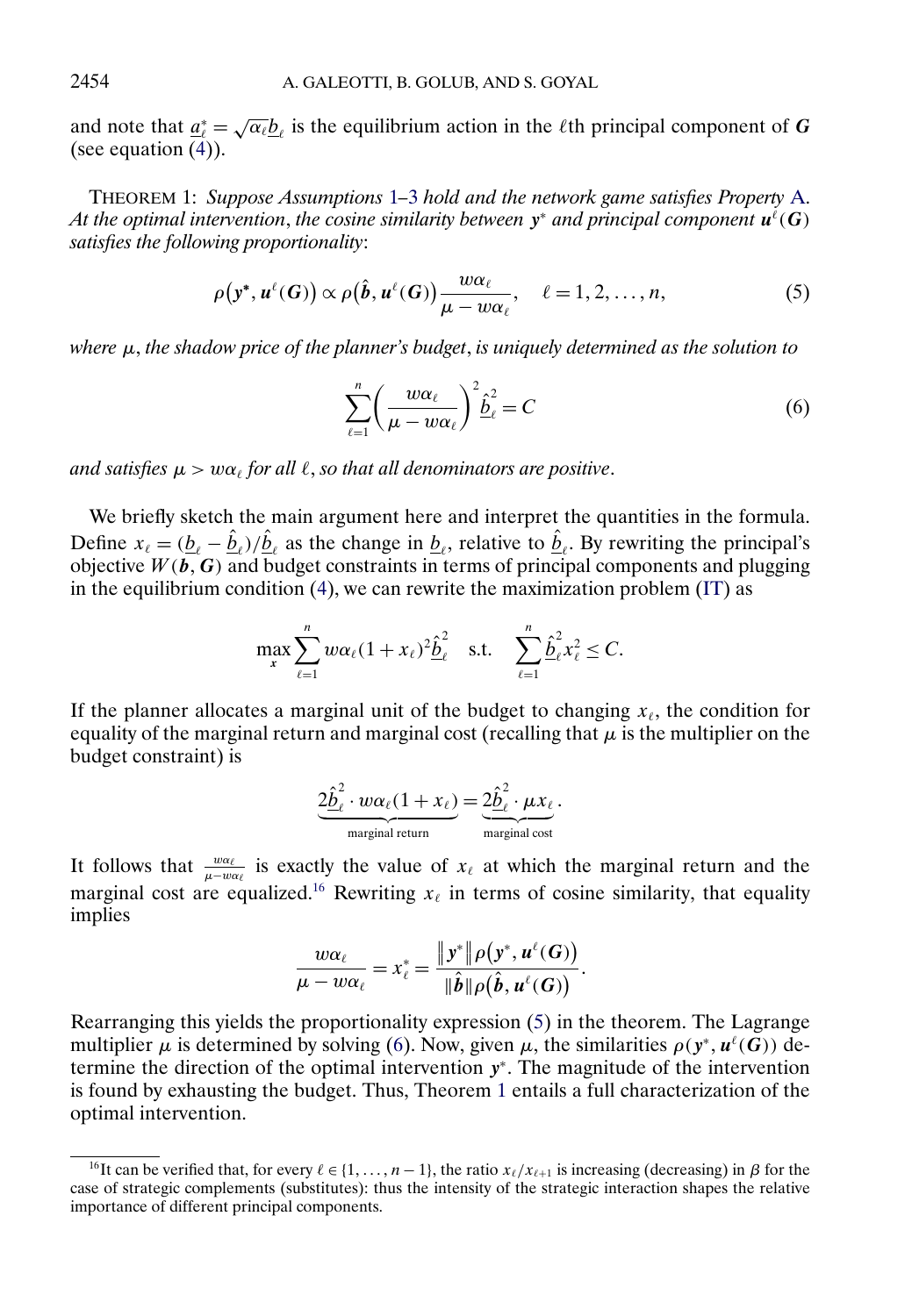and note that $\underline{a}^*_\ell = \sqrt{\alpha_\ell}\underline{b}_\ell$ is the equilibrium action in the $\ell$th principal component of $\boldsymbol{G}$ (see equation (4)).

THEOREM 1: *Suppose Assumptions 1–3 hold and the network game satisfies Property A. At the optimal intervention, the cosine similarity between $\boldsymbol{y}^*$ and principal component $\boldsymbol{u}^\ell(\boldsymbol{G})$ satisfies the following proportionality*:

$$\rho\big(\boldsymbol{y}^*, \boldsymbol{u}^\ell(\boldsymbol{G})\big) \propto \rho\big(\hat{\boldsymbol{b}}, \boldsymbol{u}^\ell(\boldsymbol{G})\big)\frac{w\alpha_\ell}{\mu - w\alpha_\ell}, \quad \ell = 1, 2, \ldots, n, \tag{5}$$

*where $\mu$, the shadow price of the planner's budget, is uniquely determined as the solution to*

$$\sum_{\ell=1}^{n}\left(\frac{w\alpha_\ell}{\mu - w\alpha_\ell}\right)^2 \hat{\underline{b}}_\ell^2 = C \tag{6}$$

*and satisfies $\mu > w\alpha_\ell$ for all $\ell$, so that all denominators are positive.*

We briefly sketch the main argument here and interpret the quantities in the formula. Define $x_\ell = (\underline{b}_\ell - \hat{\underline{b}}_\ell)/\hat{\underline{b}}_\ell$ as the change in $\underline{b}_\ell$, relative to $\hat{\underline{b}}_\ell$. By rewriting the principal's objective $W(\boldsymbol{b}, \boldsymbol{G})$ and budget constraints in terms of principal components and plugging in the equilibrium condition (4), we can rewrite the maximization problem (IT) as

$$\max_{\boldsymbol{x}} \sum_{\ell=1}^{n} w\alpha_\ell(1 + x_\ell)^2\hat{\underline{b}}_\ell^2 \quad \text{s.t.} \quad \sum_{\ell=1}^{n}\hat{\underline{b}}_\ell^2 x_\ell^2 \le C.$$

If the planner allocates a marginal unit of the budget to changing $x_\ell$, the condition for equality of the marginal return and marginal cost (recalling that $\mu$ is the multiplier on the budget constraint) is

$$\underbrace{2\hat{\underline{b}}_\ell^2 \cdot w\alpha_\ell(1 + x_\ell)}_{\text{marginal return}} = \underbrace{2\hat{\underline{b}}_\ell^2 \cdot \mu x_\ell}_{\text{marginal cost}}.$$

It follows that $\frac{w\alpha_\ell}{\mu - w\alpha_\ell}$ is exactly the value of $x_\ell$ at which the marginal return and the marginal cost are equalized.[16] Rewriting $x_\ell$ in terms of cosine similarity, that equality implies

$$\frac{w\alpha_\ell}{\mu - w\alpha_\ell} = x_\ell^* = \frac{\|\boldsymbol{y}^*\|\rho\big(\boldsymbol{y}^*, \boldsymbol{u}^\ell(\boldsymbol{G})\big)}{\|\hat{\boldsymbol{b}}\|\rho\big(\hat{\boldsymbol{b}}, \boldsymbol{u}^\ell(\boldsymbol{G})\big)}.$$

Rearranging this yields the proportionality expression (5) in the theorem. The Lagrange multiplier $\mu$ is determined by solving (6). Now, given $\mu$, the similarities $\rho(\boldsymbol{y}^*, \boldsymbol{u}^\ell(\boldsymbol{G}))$ determine the direction of the optimal intervention $\boldsymbol{y}^*$. The magnitude of the intervention is found by exhausting the budget. Thus, Theorem 1 entails a full characterization of the optimal intervention.

[16] It can be verified that, for every $\ell \in \{1, \ldots, n-1\}$, the ratio $x_\ell/x_{\ell+1}$ is increasing (decreasing) in $\beta$ for the case of strategic complements (substitutes): thus the intensity of the strategic interaction shapes the relative importance of different principal components.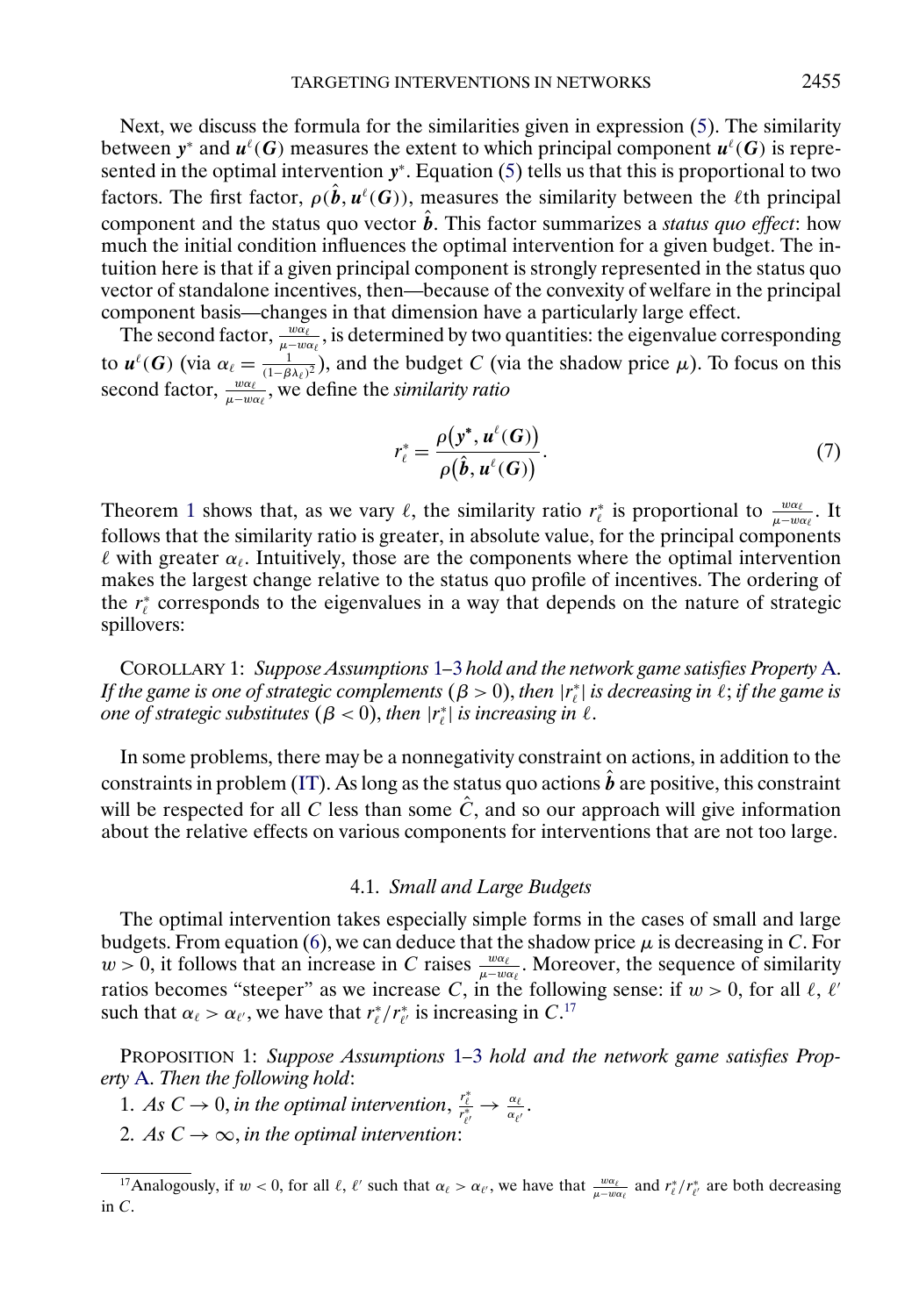Next, we discuss the formula for the similarities given in expression (5). The similarity between $\boldsymbol{y}^*$ and $\boldsymbol{u}^\ell(\boldsymbol{G})$ measures the extent to which principal component $\boldsymbol{u}^\ell(\boldsymbol{G})$ is represented in the optimal intervention $\boldsymbol{y}^*$. Equation (5) tells us that this is proportional to two factors. The first factor, $\rho(\hat{\boldsymbol{b}}, \boldsymbol{u}^\ell(\boldsymbol{G}))$, measures the similarity between the $\ell$th principal component and the status quo vector $\hat{\boldsymbol{b}}$. This factor summarizes a *status quo effect*: how much the initial condition influences the optimal intervention for a given budget. The intuition here is that if a given principal component is strongly represented in the status quo vector of standalone incentives, then—because of the convexity of welfare in the principal component basis—changes in that dimension have a particularly large effect.

The second factor, $\frac{w\alpha_\ell}{\mu - w\alpha_\ell}$, is determined by two quantities: the eigenvalue corresponding to $\boldsymbol{u}^\ell(\boldsymbol{G})$ (via $\alpha_\ell = \frac{1}{(1-\beta\lambda_\ell)^2}$), and the budget $C$ (via the shadow price $\mu$). To focus on this second factor, $\frac{w\alpha_\ell}{\mu - w\alpha_\ell}$, we define the *similarity ratio*

$$r_\ell^* = \frac{\rho(\boldsymbol{y}^*, \boldsymbol{u}^\ell(\boldsymbol{G}))}{\rho(\hat{\boldsymbol{b}}, \boldsymbol{u}^\ell(\boldsymbol{G}))}. \tag{7}$$

Theorem 1 shows that, as we vary $\ell$, the similarity ratio $r_\ell^*$ is proportional to $\frac{w\alpha_\ell}{\mu - w\alpha_\ell}$. It follows that the similarity ratio is greater, in absolute value, for the principal components $\ell$ with greater $\alpha_\ell$. Intuitively, those are the components where the optimal intervention makes the largest change relative to the status quo profile of incentives. The ordering of the $r_\ell^*$ corresponds to the eigenvalues in a way that depends on the nature of strategic spillovers:

COROLLARY 1: *Suppose Assumptions 1–3 hold and the network game satisfies Property A. If the game is one of strategic complements ($\beta > 0$), then $|r_\ell^*|$ is decreasing in $\ell$; if the game is one of strategic substitutes ($\beta < 0$), then $|r_\ell^*|$ is increasing in $\ell$.*

In some problems, there may be a nonnegativity constraint on actions, in addition to the constraints in problem (IT). As long as the status quo actions $\hat{\boldsymbol{b}}$ are positive, this constraint will be respected for all $C$ less than some $\hat{C}$, and so our approach will give information about the relative effects on various components for interventions that are not too large.

### 4.1. *Small and Large Budgets*

The optimal intervention takes especially simple forms in the cases of small and large budgets. From equation (6), we can deduce that the shadow price $\mu$ is decreasing in $C$. For $w > 0$, it follows that an increase in $C$ raises $\frac{w\alpha_\ell}{\mu - w\alpha_\ell}$. Moreover, the sequence of similarity ratios becomes "steeper" as we increase $C$, in the following sense: if $w > 0$, for all $\ell$, $\ell'$ such that $\alpha_\ell > \alpha_{\ell'}$, we have that $r_\ell^*/r_{\ell'}^*$ is increasing in $C$.[17]

PROPOSITION 1: *Suppose Assumptions 1–3 hold and the network game satisfies Property A. Then the following hold*:

1. *As $C \to 0$, in the optimal intervention, $\frac{r_\ell^*}{r_{\ell'}^*} \to \frac{\alpha_\ell}{\alpha_{\ell'}}$.*
2. *As $C \to \infty$, in the optimal intervention*:

[17] Analogously, if $w < 0$, for all $\ell$, $\ell'$ such that $\alpha_\ell > \alpha_{\ell'}$, we have that $\frac{w\alpha_\ell}{\mu - w\alpha_\ell}$ and $r_\ell^*/r_{\ell'}^*$ are both decreasing in $C$.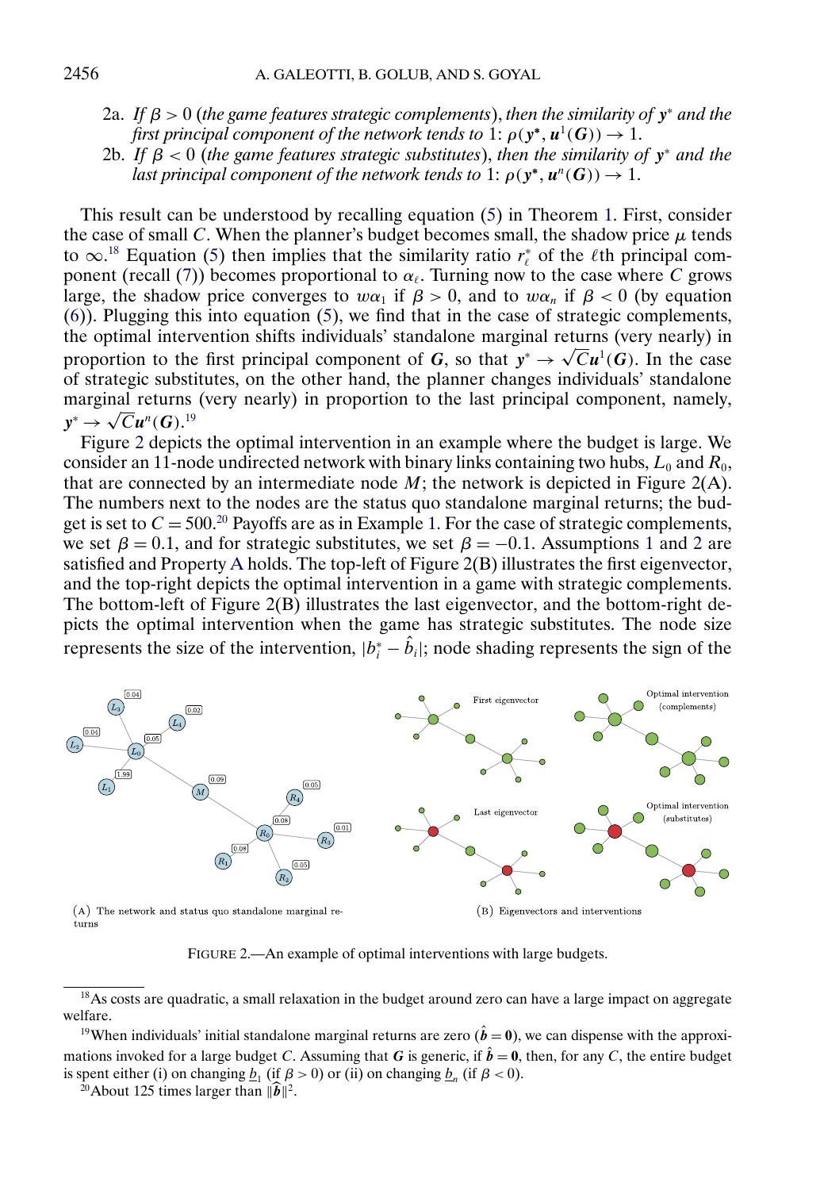2a. *If* $\beta > 0$ (*the game features strategic complements*), *then the similarity of* $\boldsymbol{y}^*$ *and the first principal component of the network tends to* 1: $\rho(\boldsymbol{y}^*, \boldsymbol{u}^1(\boldsymbol{G})) \to 1$.

2b. *If* $\beta < 0$ (*the game features strategic substitutes*), *then the similarity of* $\boldsymbol{y}^*$ *and the last principal component of the network tends to* 1: $\rho(\boldsymbol{y}^*, \boldsymbol{u}^n(\boldsymbol{G})) \to 1$.

This result can be understood by recalling equation (5) in Theorem 1. First, consider the case of small $C$. When the planner's budget becomes small, the shadow price $\mu$ tends to $\infty$.[18] Equation (5) then implies that the similarity ratio $r_\ell^*$ of the $\ell$th principal component (recall (7)) becomes proportional to $\alpha_\ell$. Turning now to the case where $C$ grows large, the shadow price converges to $w\alpha_1$ if $\beta > 0$, and to $w\alpha_n$ if $\beta < 0$ (by equation (6)). Plugging this into equation (5), we find that in the case of strategic complements, the optimal intervention shifts individuals' standalone marginal returns (very nearly) in proportion to the first principal component of $\boldsymbol{G}$, so that $\boldsymbol{y}^* \to \sqrt{C}\boldsymbol{u}^1(\boldsymbol{G})$. In the case of strategic substitutes, on the other hand, the planner changes individuals' standalone marginal returns (very nearly) in proportion to the last principal component, namely, $\boldsymbol{y}^* \to \sqrt{C}\boldsymbol{u}^n(\boldsymbol{G})$.[19]

Figure 2 depicts the optimal intervention in an example where the budget is large. We consider an 11-node undirected network with binary links containing two hubs, $L_0$ and $R_0$, that are connected by an intermediate node $M$; the network is depicted in Figure 2(A). The numbers next to the nodes are the status quo standalone marginal returns; the budget is set to $C = 500$.[20] Payoffs are as in Example 1. For the case of strategic complements, we set $\beta = 0.1$, and for strategic substitutes, we set $\beta = -0.1$. Assumptions 1 and 2 are satisfied and Property A holds. The top-left of Figure 2(B) illustrates the first eigenvector, and the top-right depicts the optimal intervention in a game with strategic complements. The bottom-left of Figure 2(B) illustrates the last eigenvector, and the bottom-right depicts the optimal intervention when the game has strategic substitutes. The node size represents the size of the intervention, $|b_i^* - \hat{b}_i|$; node shading represents the sign of the

(A) The network and status quo standalone marginal returns

(B) Eigenvectors and interventions

FIGURE 2.—An example of optimal interventions with large budgets.

[18] As costs are quadratic, a small relaxation in the budget around zero can have a large impact on aggregate welfare.

[19] When individuals' initial standalone marginal returns are zero ($\hat{\boldsymbol{b}} = \boldsymbol{0}$), we can dispense with the approximations invoked for a large budget $C$. Assuming that $\boldsymbol{G}$ is generic, if $\hat{\boldsymbol{b}} = \boldsymbol{0}$, then, for any $C$, the entire budget is spent either (i) on changing $\underline{b}_1$ (if $\beta > 0$) or (ii) on changing $\underline{b}_n$ (if $\beta < 0$).

[20] About 125 times larger than $\|\hat{\boldsymbol{b}}\|^2$.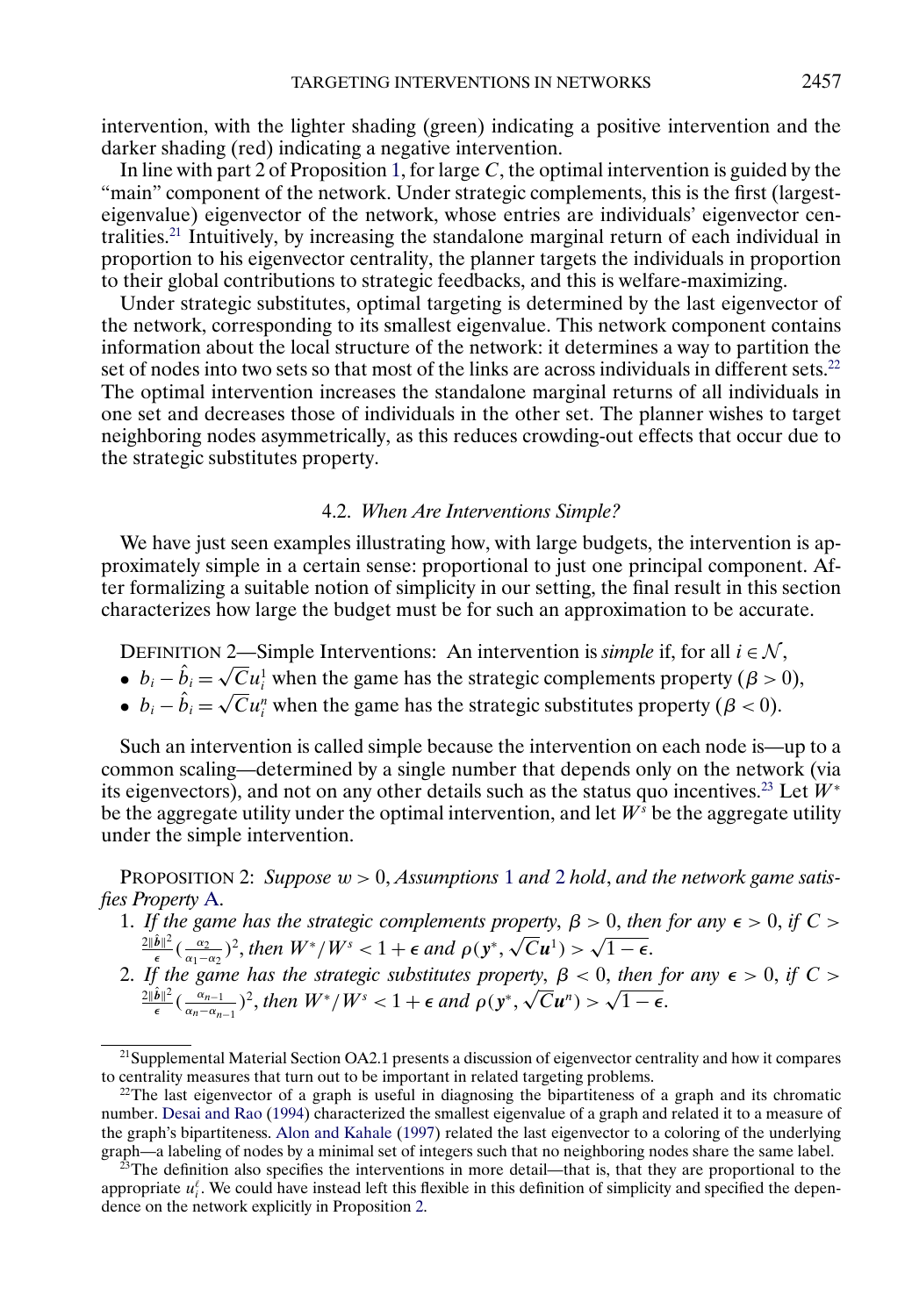intervention, with the lighter shading (green) indicating a positive intervention and the darker shading (red) indicating a negative intervention.

In line with part 2 of Proposition 1, for large $C$, the optimal intervention is guided by the "main" component of the network. Under strategic complements, this is the first (largest-eigenvalue) eigenvector of the network, whose entries are individuals' eigenvector centralities.[21] Intuitively, by increasing the standalone marginal return of each individual in proportion to his eigenvector centrality, the planner targets the individuals in proportion to their global contributions to strategic feedbacks, and this is welfare-maximizing.

Under strategic substitutes, optimal targeting is determined by the last eigenvector of the network, corresponding to its smallest eigenvalue. This network component contains information about the local structure of the network: it determines a way to partition the set of nodes into two sets so that most of the links are across individuals in different sets.[22] The optimal intervention increases the standalone marginal returns of all individuals in one set and decreases those of individuals in the other set. The planner wishes to target neighboring nodes asymmetrically, as this reduces crowding-out effects that occur due to the strategic substitutes property.

### 4.2. *When Are Interventions Simple?*

We have just seen examples illustrating how, with large budgets, the intervention is approximately simple in a certain sense: proportional to just one principal component. After formalizing a suitable notion of simplicity in our setting, the final result in this section characterizes how large the budget must be for such an approximation to be accurate.

DEFINITION 2—Simple Interventions: An intervention is *simple* if, for all $i \in \mathcal{N}$,

- $b_i - \hat{b}_i = \sqrt{C} u_i^1$ when the game has the strategic complements property ($\beta > 0$),
- $b_i - \hat{b}_i = \sqrt{C} u_i^n$ when the game has the strategic substitutes property ($\beta < 0$).

Such an intervention is called simple because the intervention on each node is—up to a common scaling—determined by a single number that depends only on the network (via its eigenvectors), and not on any other details such as the status quo incentives.[23] Let $W^*$ be the aggregate utility under the optimal intervention, and let $W^s$ be the aggregate utility under the simple intervention.

PROPOSITION 2: *Suppose $w > 0$, Assumptions 1 and 2 hold, and the network game satisfies Property A.*

1. *If the game has the strategic complements property, $\beta > 0$, then for any $\epsilon > 0$, if $C > \frac{2\|\hat{\boldsymbol{b}}\|^2}{\epsilon}\left(\frac{\alpha_2}{\alpha_1 - \alpha_2}\right)^2$, then $W^*/W^s < 1 + \epsilon$ and $\rho(\boldsymbol{y}^*, \sqrt{C}\boldsymbol{u}^1) > \sqrt{1-\epsilon}$.*
2. *If the game has the strategic substitutes property, $\beta < 0$, then for any $\epsilon > 0$, if $C > \frac{2\|\hat{\boldsymbol{b}}\|^2}{\epsilon}\left(\frac{\alpha_{n-1}}{\alpha_n - \alpha_{n-1}}\right)^2$, then $W^*/W^s < 1 + \epsilon$ and $\rho(\boldsymbol{y}^*, \sqrt{C}\boldsymbol{u}^n) > \sqrt{1-\epsilon}$.*

---

[21] Supplemental Material Section OA2.1 presents a discussion of eigenvector centrality and how it compares to centrality measures that turn out to be important in related targeting problems.

[22] The last eigenvector of a graph is useful in diagnosing the bipartiteness of a graph and its chromatic number. Desai and Rao (1994) characterized the smallest eigenvalue of a graph and related it to a measure of the graph's bipartiteness. Alon and Kahale (1997) related the last eigenvector to a coloring of the underlying graph—a labeling of nodes by a minimal set of integers such that no neighboring nodes share the same label.

[23] The definition also specifies the interventions in more detail—that is, that they are proportional to the appropriate $u_i^\ell$. We could have instead left this flexible in this definition of simplicity and specified the dependence on the network explicitly in Proposition 2.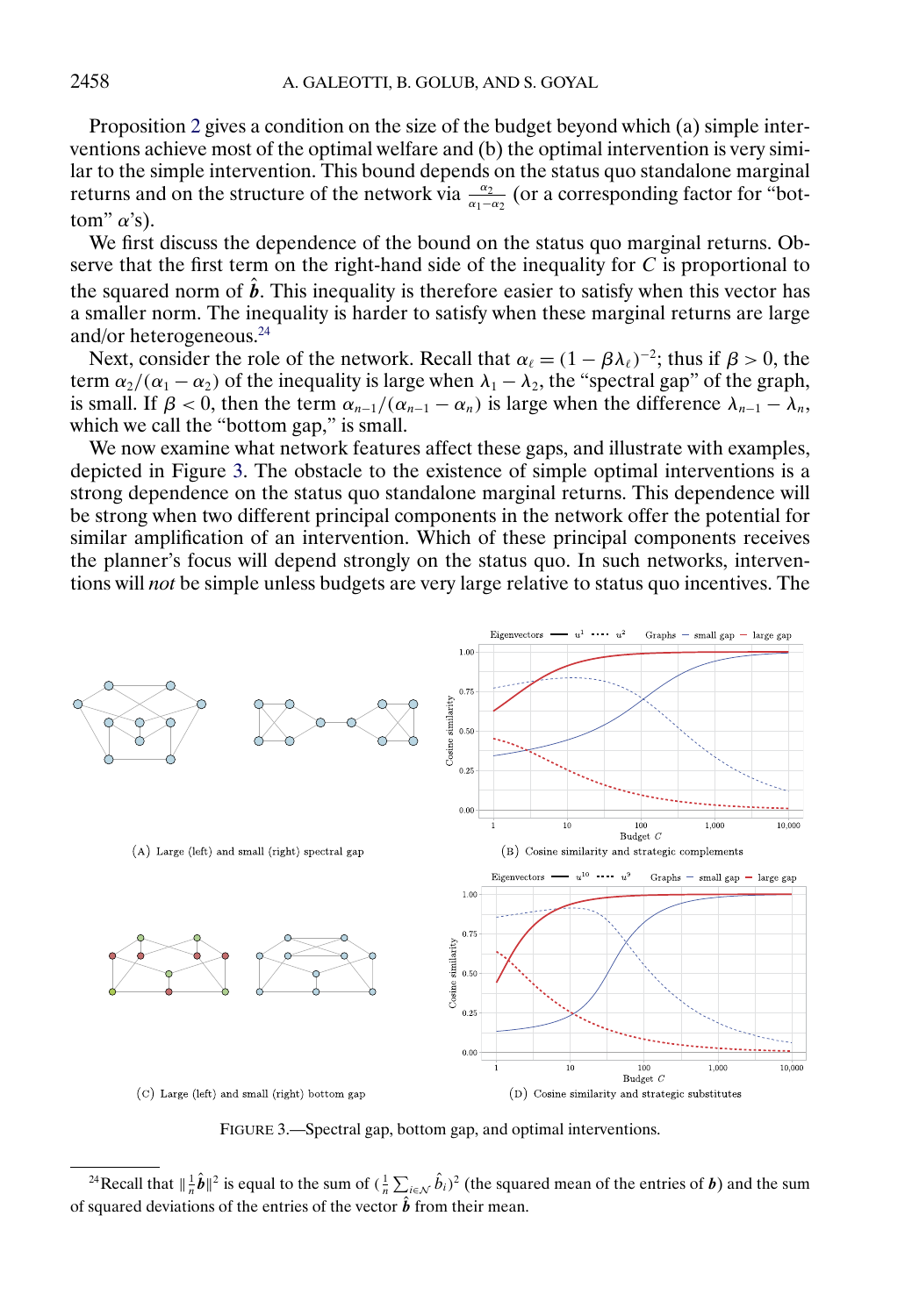Proposition 2 gives a condition on the size of the budget beyond which (a) simple interventions achieve most of the optimal welfare and (b) the optimal intervention is very similar to the simple intervention. This bound depends on the status quo standalone marginal returns and on the structure of the network via $\frac{\alpha_2}{\alpha_1-\alpha_2}$ (or a corresponding factor for "bottom" $\alpha$'s).

We first discuss the dependence of the bound on the status quo marginal returns. Observe that the first term on the right-hand side of the inequality for $C$ is proportional to the squared norm of $\hat{\boldsymbol{b}}$. This inequality is therefore easier to satisfy when this vector has a smaller norm. The inequality is harder to satisfy when these marginal returns are large and/or heterogeneous.[24]

Next, consider the role of the network. Recall that $\alpha_\ell = (1-\beta\lambda_\ell)^{-2}$; thus if $\beta > 0$, the term $\alpha_2/(\alpha_1-\alpha_2)$ of the inequality is large when $\lambda_1 - \lambda_2$, the "spectral gap" of the graph, is small. If $\beta < 0$, then the term $\alpha_{n-1}/(\alpha_{n-1}-\alpha_n)$ is large when the difference $\lambda_{n-1}-\lambda_n$, which we call the "bottom gap," is small.

We now examine what network features affect these gaps, and illustrate with examples, depicted in Figure 3. The obstacle to the existence of simple optimal interventions is a strong dependence on the status quo standalone marginal returns. This dependence will be strong when two different principal components in the network offer the potential for similar amplification of an intervention. Which of these principal components receives the planner's focus will depend strongly on the status quo. In such networks, interventions will *not* be simple unless budgets are very large relative to status quo incentives. The

(A) Large (left) and small (right) spectral gap

(B) Cosine similarity and strategic complements

(C) Large (left) and small (right) bottom gap

(D) Cosine similarity and strategic substitutes

FIGURE 3.—Spectral gap, bottom gap, and optimal interventions.

[24]Recall that $\|\frac{1}{n}\hat{\boldsymbol{b}}\|^2$ is equal to the sum of $(\frac{1}{n}\sum_{i\in\mathcal{N}}\hat{b}_i)^2$ (the squared mean of the entries of $\boldsymbol{b}$) and the sum of squared deviations of the entries of the vector $\hat{\boldsymbol{b}}$ from their mean.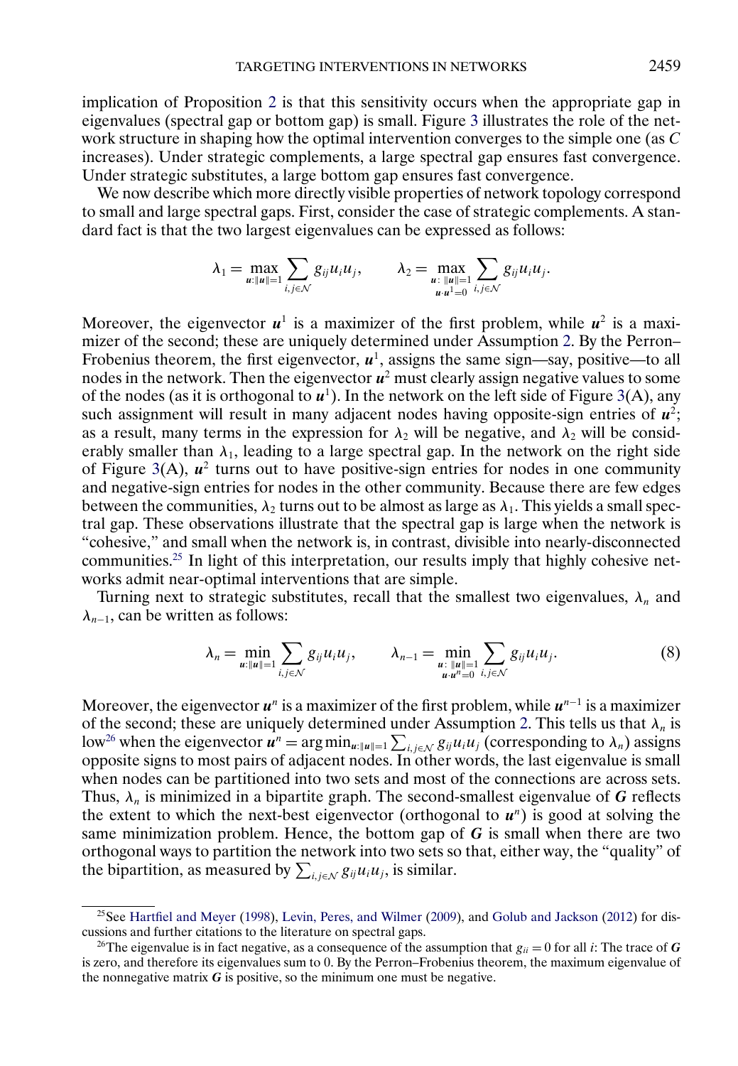implication of Proposition 2 is that this sensitivity occurs when the appropriate gap in eigenvalues (spectral gap or bottom gap) is small. Figure 3 illustrates the role of the network structure in shaping how the optimal intervention converges to the simple one (as $C$ increases). Under strategic complements, a large spectral gap ensures fast convergence. Under strategic substitutes, a large bottom gap ensures fast convergence.

We now describe which more directly visible properties of network topology correspond to small and large spectral gaps. First, consider the case of strategic complements. A standard fact is that the two largest eigenvalues can be expressed as follows:

$$\lambda_1 = \max_{\boldsymbol{u}:\|\boldsymbol{u}\|=1} \sum_{i,j\in\mathcal{N}} g_{ij}u_iu_j, \qquad \lambda_2 = \max_{\substack{\boldsymbol{u}:\,\|\boldsymbol{u}\|=1\\ \boldsymbol{u}\cdot\boldsymbol{u}^1=0}} \sum_{i,j\in\mathcal{N}} g_{ij}u_iu_j.$$

Moreover, the eigenvector $\boldsymbol{u}^1$ is a maximizer of the first problem, while $\boldsymbol{u}^2$ is a maximizer of the second; these are uniquely determined under Assumption 2. By the Perron–Frobenius theorem, the first eigenvector, $\boldsymbol{u}^1$, assigns the same sign—say, positive—to all nodes in the network. Then the eigenvector $\boldsymbol{u}^2$ must clearly assign negative values to some of the nodes (as it is orthogonal to $\boldsymbol{u}^1$). In the network on the left side of Figure 3(A), any such assignment will result in many adjacent nodes having opposite-sign entries of $\boldsymbol{u}^2$; as a result, many terms in the expression for $\lambda_2$ will be negative, and $\lambda_2$ will be considerably smaller than $\lambda_1$, leading to a large spectral gap. In the network on the right side of Figure 3(A), $\boldsymbol{u}^2$ turns out to have positive-sign entries for nodes in one community and negative-sign entries for nodes in the other community. Because there are few edges between the communities, $\lambda_2$ turns out to be almost as large as $\lambda_1$. This yields a small spectral gap. These observations illustrate that the spectral gap is large when the network is "cohesive," and small when the network is, in contrast, divisible into nearly-disconnected communities.[25] In light of this interpretation, our results imply that highly cohesive networks admit near-optimal interventions that are simple.

Turning next to strategic substitutes, recall that the smallest two eigenvalues, $\lambda_n$ and $\lambda_{n-1}$, can be written as follows:

$$\lambda_n = \min_{\boldsymbol{u}:\|\boldsymbol{u}\|=1} \sum_{i,j\in\mathcal{N}} g_{ij}u_iu_j, \qquad \lambda_{n-1} = \min_{\substack{\boldsymbol{u}:\,\|\boldsymbol{u}\|=1\\ \boldsymbol{u}\cdot\boldsymbol{u}^n=0}} \sum_{i,j\in\mathcal{N}} g_{ij}u_iu_j. \tag{8}$$

Moreover, the eigenvector $\boldsymbol{u}^n$ is a maximizer of the first problem, while $\boldsymbol{u}^{n-1}$ is a maximizer of the second; these are uniquely determined under Assumption 2. This tells us that $\lambda_n$ is low[26] when the eigenvector $\boldsymbol{u}^n = \arg\min_{\boldsymbol{u}:\|\boldsymbol{u}\|=1} \sum_{i,j\in\mathcal{N}} g_{ij}u_iu_j$ (corresponding to $\lambda_n$) assigns opposite signs to most pairs of adjacent nodes. In other words, the last eigenvalue is small when nodes can be partitioned into two sets and most of the connections are across sets. Thus, $\lambda_n$ is minimized in a bipartite graph. The second-smallest eigenvalue of $\boldsymbol{G}$ reflects the extent to which the next-best eigenvector (orthogonal to $\boldsymbol{u}^n$) is good at solving the same minimization problem. Hence, the bottom gap of $\boldsymbol{G}$ is small when there are two orthogonal ways to partition the network into two sets so that, either way, the "quality" of the bipartition, as measured by $\sum_{i,j\in\mathcal{N}} g_{ij}u_iu_j$, is similar.

---

[25] See Hartfiel and Meyer (1998), Levin, Peres, and Wilmer (2009), and Golub and Jackson (2012) for discussions and further citations to the literature on spectral gaps.

[26] The eigenvalue is in fact negative, as a consequence of the assumption that $g_{ii} = 0$ for all $i$: The trace of $\boldsymbol{G}$ is zero, and therefore its eigenvalues sum to 0. By the Perron–Frobenius theorem, the maximum eigenvalue of the nonnegative matrix $\boldsymbol{G}$ is positive, so the minimum one must be negative.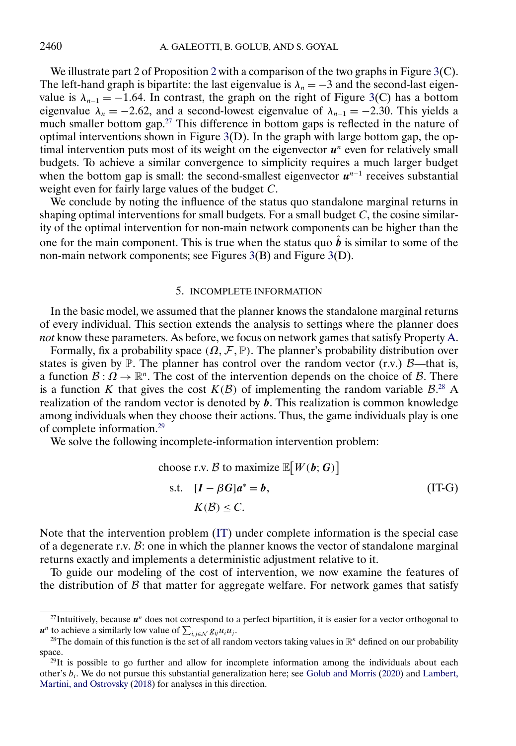We illustrate part 2 of Proposition 2 with a comparison of the two graphs in Figure 3(C). The left-hand graph is bipartite: the last eigenvalue is $\lambda_n = -3$ and the second-last eigenvalue is $\lambda_{n-1} = -1.64$. In contrast, the graph on the right of Figure 3(C) has a bottom eigenvalue $\lambda_n = -2.62$, and a second-lowest eigenvalue of $\lambda_{n-1} = -2.30$. This yields a much smaller bottom gap.[27] This difference in bottom gaps is reflected in the nature of optimal interventions shown in Figure 3(D). In the graph with large bottom gap, the optimal intervention puts most of its weight on the eigenvector $\boldsymbol{u}^n$ even for relatively small budgets. To achieve a similar convergence to simplicity requires a much larger budget when the bottom gap is small: the second-smallest eigenvector $\boldsymbol{u}^{n-1}$ receives substantial weight even for fairly large values of the budget $C$.

We conclude by noting the influence of the status quo standalone marginal returns in shaping optimal interventions for small budgets. For a small budget $C$, the cosine similarity of the optimal intervention for non-main network components can be higher than the one for the main component. This is true when the status quo $\hat{\boldsymbol{b}}$ is similar to some of the non-main network components; see Figures 3(B) and Figure 3(D).

## 5. INCOMPLETE INFORMATION

In the basic model, we assumed that the planner knows the standalone marginal returns of every individual. This section extends the analysis to settings where the planner does *not* know these parameters. As before, we focus on network games that satisfy Property A.

Formally, fix a probability space $(\Omega, \mathcal{F}, \mathbb{P})$. The planner's probability distribution over states is given by $\mathbb{P}$. The planner has control over the random vector (r.v.) $\mathcal{B}$—that is, a function $\mathcal{B} : \Omega \to \mathbb{R}^n$. The cost of the intervention depends on the choice of $\mathcal{B}$. There is a function $K$ that gives the cost $K(\mathcal{B})$ of implementing the random variable $\mathcal{B}$.[28] A realization of the random vector is denoted by $\boldsymbol{b}$. This realization is common knowledge among individuals when they choose their actions. Thus, the game individuals play is one of complete information.[29]

We solve the following incomplete-information intervention problem:

$$
\begin{aligned}
&\text{choose r.v. } \mathcal{B} \text{ to maximize } \mathbb{E}\big[W(\boldsymbol{b}; \boldsymbol{G})\big] \\
&\text{s.t.} \quad [\boldsymbol{I} - \beta \boldsymbol{G}]\boldsymbol{a}^* = \boldsymbol{b}, \\
&\qquad\;\; K(\mathcal{B}) \leq C.
\end{aligned}
\tag{IT-G}
$$

Note that the intervention problem (IT) under complete information is the special case of a degenerate r.v. $\mathcal{B}$: one in which the planner knows the vector of standalone marginal returns exactly and implements a deterministic adjustment relative to it.

To guide our modeling of the cost of intervention, we now examine the features of the distribution of $\mathcal{B}$ that matter for aggregate welfare. For network games that satisfy

---

[27] Intuitively, because $\boldsymbol{u}^n$ does not correspond to a perfect bipartition, it is easier for a vector orthogonal to $\boldsymbol{u}^n$ to achieve a similarly low value of $\sum_{i,j \in \mathcal{N}} g_{ij} u_i u_j$.

[28] The domain of this function is the set of all random vectors taking values in $\mathbb{R}^n$ defined on our probability space.

[29] It is possible to go further and allow for incomplete information among the individuals about each other's $b_i$. We do not pursue this substantial generalization here; see Golub and Morris (2020) and Lambert, Martini, and Ostrovsky (2018) for analyses in this direction.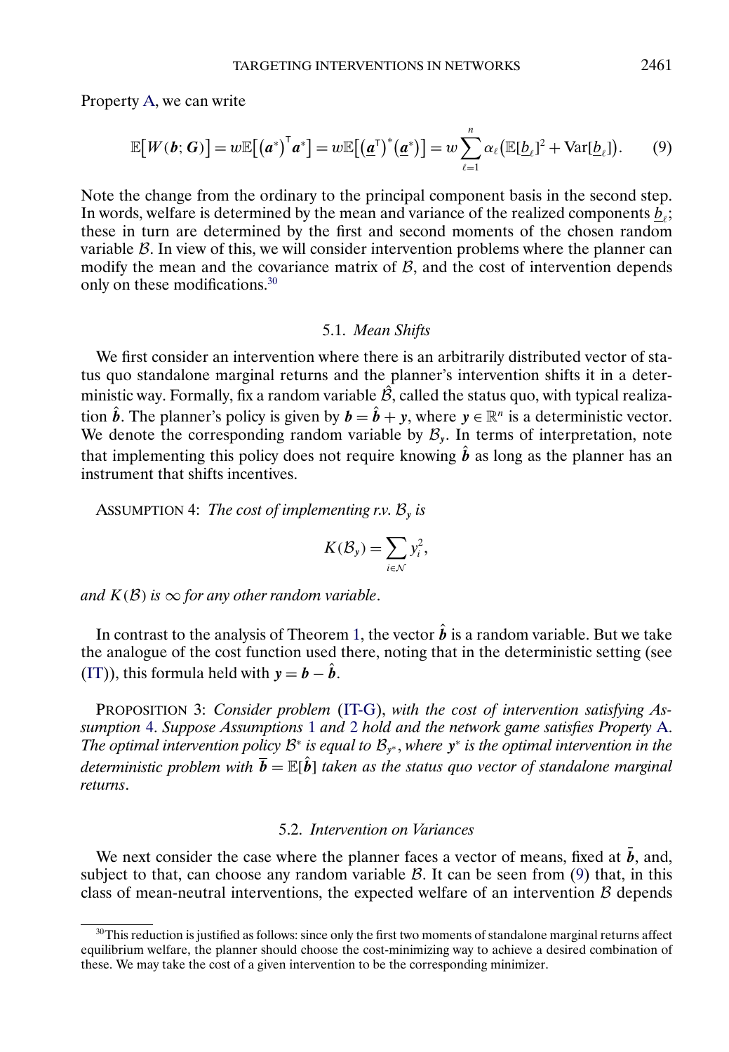Property A, we can write

$$\mathbb{E}\big[W(\boldsymbol{b};\boldsymbol{G})\big] = w\mathbb{E}\big[(\boldsymbol{a}^*)^\mathsf{T}\boldsymbol{a}^*\big] = w\mathbb{E}\big[(\underline{\boldsymbol{a}}^\mathsf{T})^*(\underline{\boldsymbol{a}}^*)\big] = w\sum_{\ell=1}^{n}\alpha_\ell\big(\mathbb{E}[\underline{b}_\ell]^2 + \operatorname{Var}[\underline{b}_\ell]\big). \tag{9}$$

Note the change from the ordinary to the principal component basis in the second step. In words, welfare is determined by the mean and variance of the realized components $\underline{b}_\ell$; these in turn are determined by the first and second moments of the chosen random variable $\mathcal{B}$. In view of this, we will consider intervention problems where the planner can modify the mean and the covariance matrix of $\mathcal{B}$, and the cost of intervention depends only on these modifications.[30]

### 5.1. *Mean Shifts*

We first consider an intervention where there is an arbitrarily distributed vector of status quo standalone marginal returns and the planner's intervention shifts it in a deterministic way. Formally, fix a random variable $\hat{\mathcal{B}}$, called the status quo, with typical realization $\hat{\boldsymbol{b}}$. The planner's policy is given by $\boldsymbol{b} = \hat{\boldsymbol{b}} + \boldsymbol{y}$, where $\boldsymbol{y} \in \mathbb{R}^n$ is a deterministic vector. We denote the corresponding random variable by $\mathcal{B}_y$. In terms of interpretation, note that implementing this policy does not require knowing $\hat{\boldsymbol{b}}$ as long as the planner has an instrument that shifts incentives.

ASSUMPTION 4: *The cost of implementing r.v. $\mathcal{B}_y$ is*

$$K(\mathcal{B}_y) = \sum_{i\in\mathcal{N}} y_i^2,$$

*and $K(\mathcal{B})$ is $\infty$ for any other random variable.*

In contrast to the analysis of Theorem 1, the vector $\hat{\boldsymbol{b}}$ is a random variable. But we take the analogue of the cost function used there, noting that in the deterministic setting (see (IT)), this formula held with $\boldsymbol{y} = \boldsymbol{b} - \hat{\boldsymbol{b}}$.

PROPOSITION 3: *Consider problem (IT-G), with the cost of intervention satisfying Assumption 4. Suppose Assumptions 1 and 2 hold and the network game satisfies Property A. The optimal intervention policy $\mathcal{B}^*$ is equal to $\mathcal{B}_{y^*}$, where $\boldsymbol{y}^*$ is the optimal intervention in the deterministic problem with $\overline{\boldsymbol{b}} = \mathbb{E}[\hat{\boldsymbol{b}}]$ taken as the status quo vector of standalone marginal returns.*

### 5.2. *Intervention on Variances*

We next consider the case where the planner faces a vector of means, fixed at $\bar{\boldsymbol{b}}$, and, subject to that, can choose any random variable $\mathcal{B}$. It can be seen from (9) that, in this class of mean-neutral interventions, the expected welfare of an intervention $\mathcal{B}$ depends

[30] This reduction is justified as follows: since only the first two moments of standalone marginal returns affect equilibrium welfare, the planner should choose the cost-minimizing way to achieve a desired combination of these. We may take the cost of a given intervention to be the corresponding minimizer.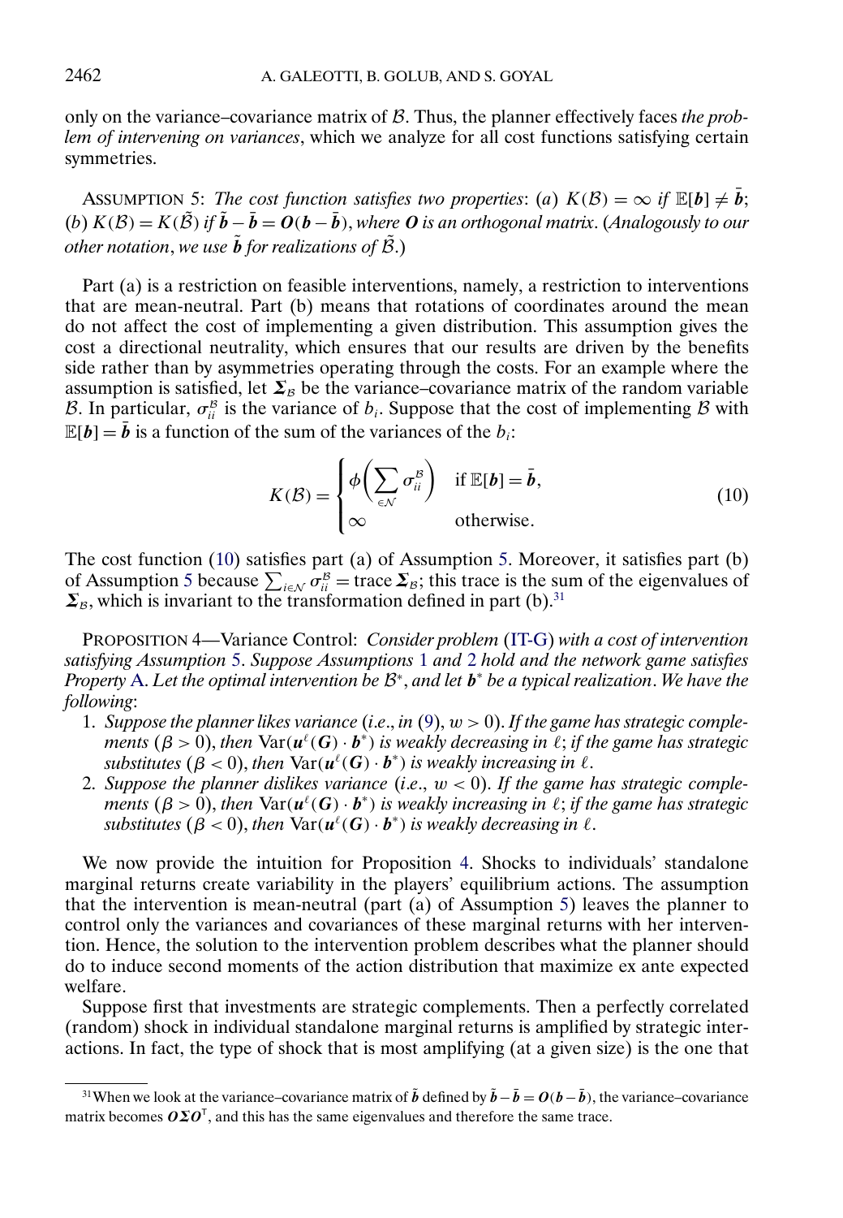only on the variance–covariance matrix of $\mathcal{B}$. Thus, the planner effectively faces *the problem of intervening on variances*, which we analyze for all cost functions satisfying certain symmetries.

ASSUMPTION 5: *The cost function satisfies two properties*: (*a*) $K(\mathcal{B}) = \infty$ *if* $\mathbb{E}[\boldsymbol{b}] \neq \bar{\boldsymbol{b}}$; (*b*) $K(\mathcal{B}) = K(\tilde{\mathcal{B}})$ *if* $\tilde{\boldsymbol{b}} - \bar{\boldsymbol{b}} = \boldsymbol{O}(\boldsymbol{b} - \bar{\boldsymbol{b}})$, *where* $\boldsymbol{O}$ *is an orthogonal matrix*. (*Analogously to our other notation*, *we use* $\tilde{\boldsymbol{b}}$ *for realizations of* $\tilde{\mathcal{B}}$.)

Part (a) is a restriction on feasible interventions, namely, a restriction to interventions that are mean-neutral. Part (b) means that rotations of coordinates around the mean do not affect the cost of implementing a given distribution. This assumption gives the cost a directional neutrality, which ensures that our results are driven by the benefits side rather than by asymmetries operating through the costs. For an example where the assumption is satisfied, let $\boldsymbol{\Sigma}_{\mathcal{B}}$ be the variance–covariance matrix of the random variable $\mathcal{B}$. In particular, $\sigma_{ii}^{\mathcal{B}}$ is the variance of $b_i$. Suppose that the cost of implementing $\mathcal{B}$ with $\mathbb{E}[\boldsymbol{b}] = \bar{\boldsymbol{b}}$ is a function of the sum of the variances of the $b_i$:

$$K(\mathcal{B}) = \begin{cases} \phi\left(\sum_{\in\mathcal{N}} \sigma_{ii}^{\mathcal{B}}\right) & \text{if } \mathbb{E}[\boldsymbol{b}] = \bar{\boldsymbol{b}}, \\ \infty & \text{otherwise.} \end{cases} \tag{10}$$

The cost function (10) satisfies part (a) of Assumption 5. Moreover, it satisfies part (b) of Assumption 5 because $\sum_{i\in\mathcal{N}} \sigma_{ii}^{\mathcal{B}} = \operatorname{trace} \boldsymbol{\Sigma}_{\mathcal{B}}$; this trace is the sum of the eigenvalues of $\boldsymbol{\Sigma}_{\mathcal{B}}$, which is invariant to the transformation defined in part (b).[31]

PROPOSITION 4—Variance Control: *Consider problem* (IT-G) *with a cost of intervention satisfying Assumption* 5. *Suppose Assumptions* 1 *and* 2 *hold and the network game satisfies Property* A. *Let the optimal intervention be* $\mathcal{B}^*$, *and let* $\boldsymbol{b}^*$ *be a typical realization*. *We have the following*:

1. *Suppose the planner likes variance* (*i.e.*, *in* (9), $w > 0$). *If the game has strategic complements* ($\beta > 0$), *then* $\operatorname{Var}(\boldsymbol{u}^{\ell}(\boldsymbol{G}) \cdot \boldsymbol{b}^*)$ *is weakly decreasing in* $\ell$; *if the game has strategic substitutes* ($\beta < 0$), *then* $\operatorname{Var}(\boldsymbol{u}^{\ell}(\boldsymbol{G}) \cdot \boldsymbol{b}^*)$ *is weakly increasing in* $\ell$.
2. *Suppose the planner dislikes variance* (*i.e.*, $w < 0$). *If the game has strategic complements* ($\beta > 0$), *then* $\operatorname{Var}(\boldsymbol{u}^{\ell}(\boldsymbol{G}) \cdot \boldsymbol{b}^*)$ *is weakly increasing in* $\ell$; *if the game has strategic substitutes* ($\beta < 0$), *then* $\operatorname{Var}(\boldsymbol{u}^{\ell}(\boldsymbol{G}) \cdot \boldsymbol{b}^*)$ *is weakly decreasing in* $\ell$.

We now provide the intuition for Proposition 4. Shocks to individuals' standalone marginal returns create variability in the players' equilibrium actions. The assumption that the intervention is mean-neutral (part (a) of Assumption 5) leaves the planner to control only the variances and covariances of these marginal returns with her intervention. Hence, the solution to the intervention problem describes what the planner should do to induce second moments of the action distribution that maximize ex ante expected welfare.

Suppose first that investments are strategic complements. Then a perfectly correlated (random) shock in individual standalone marginal returns is amplified by strategic interactions. In fact, the type of shock that is most amplifying (at a given size) is the one that

[31] When we look at the variance–covariance matrix of $\tilde{\boldsymbol{b}}$ defined by $\tilde{\boldsymbol{b}} - \bar{\boldsymbol{b}} = \boldsymbol{O}(\boldsymbol{b} - \bar{\boldsymbol{b}})$, the variance–covariance matrix becomes $\boldsymbol{O}\boldsymbol{\Sigma}\boldsymbol{O}^{\mathsf{T}}$, and this has the same eigenvalues and therefore the same trace.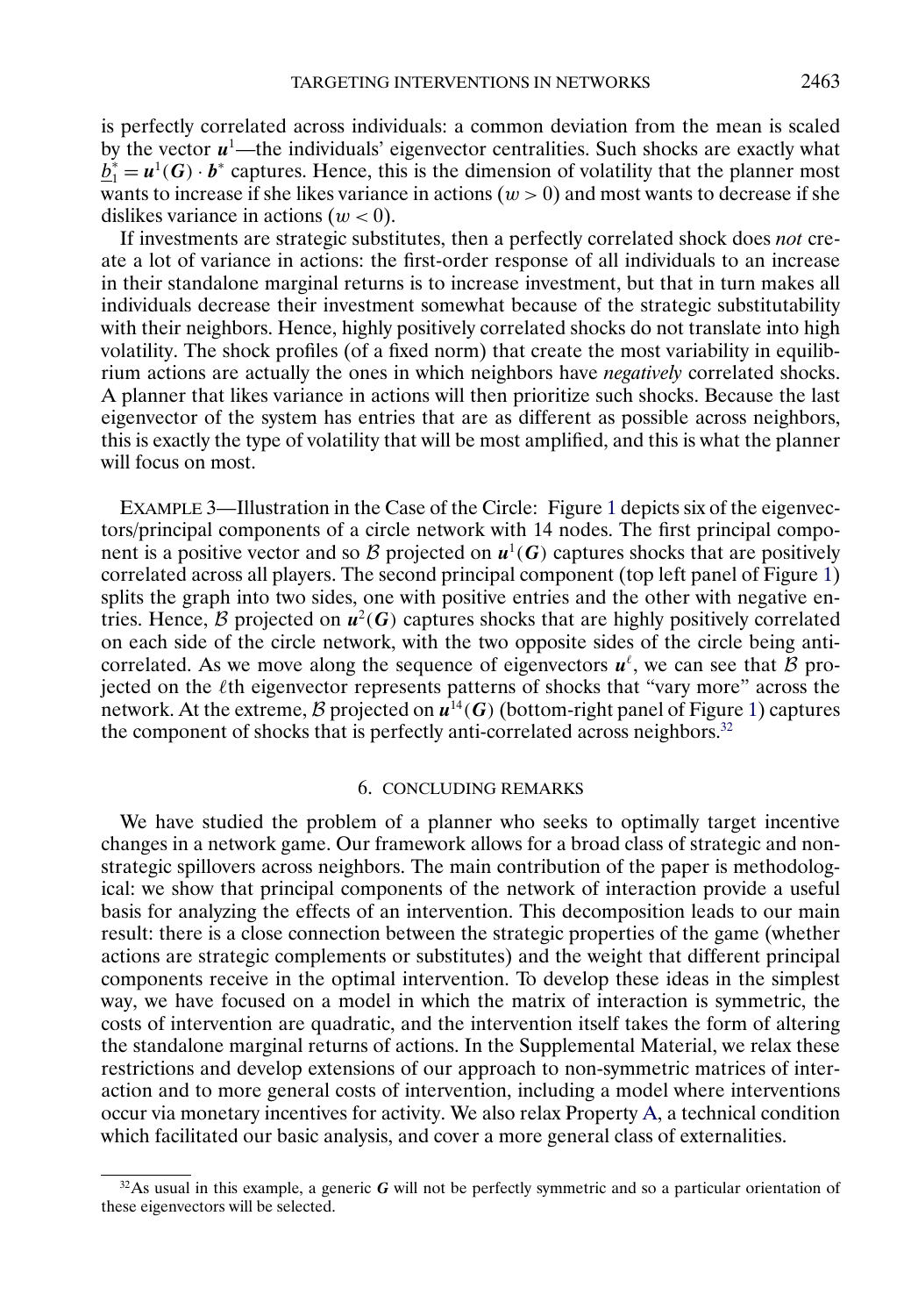is perfectly correlated across individuals: a common deviation from the mean is scaled by the vector $\boldsymbol{u}^1$—the individuals' eigenvector centralities. Such shocks are exactly what $\underline{b}_1^* = \boldsymbol{u}^1(\boldsymbol{G}) \cdot \boldsymbol{b}^*$ captures. Hence, this is the dimension of volatility that the planner most wants to increase if she likes variance in actions ($w > 0$) and most wants to decrease if she dislikes variance in actions ($w < 0$).

If investments are strategic substitutes, then a perfectly correlated shock does *not* create a lot of variance in actions: the first-order response of all individuals to an increase in their standalone marginal returns is to increase investment, but that in turn makes all individuals decrease their investment somewhat because of the strategic substitutability with their neighbors. Hence, highly positively correlated shocks do not translate into high volatility. The shock profiles (of a fixed norm) that create the most variability in equilibrium actions are actually the ones in which neighbors have *negatively* correlated shocks. A planner that likes variance in actions will then prioritize such shocks. Because the last eigenvector of the system has entries that are as different as possible across neighbors, this is exactly the type of volatility that will be most amplified, and this is what the planner will focus on most.

EXAMPLE 3—Illustration in the Case of the Circle: Figure 1 depicts six of the eigenvectors/principal components of a circle network with 14 nodes. The first principal component is a positive vector and so $\mathcal{B}$ projected on $\boldsymbol{u}^1(\boldsymbol{G})$ captures shocks that are positively correlated across all players. The second principal component (top left panel of Figure 1) splits the graph into two sides, one with positive entries and the other with negative entries. Hence, $\mathcal{B}$ projected on $\boldsymbol{u}^2(\boldsymbol{G})$ captures shocks that are highly positively correlated on each side of the circle network, with the two opposite sides of the circle being anti-correlated. As we move along the sequence of eigenvectors $\boldsymbol{u}^\ell$, we can see that $\mathcal{B}$ projected on the $\ell$th eigenvector represents patterns of shocks that "vary more" across the network. At the extreme, $\mathcal{B}$ projected on $\boldsymbol{u}^{14}(\boldsymbol{G})$ (bottom-right panel of Figure 1) captures the component of shocks that is perfectly anti-correlated across neighbors.[32]

## 6. CONCLUDING REMARKS

We have studied the problem of a planner who seeks to optimally target incentive changes in a network game. Our framework allows for a broad class of strategic and non-strategic spillovers across neighbors. The main contribution of the paper is methodological: we show that principal components of the network of interaction provide a useful basis for analyzing the effects of an intervention. This decomposition leads to our main result: there is a close connection between the strategic properties of the game (whether actions are strategic complements or substitutes) and the weight that different principal components receive in the optimal intervention. To develop these ideas in the simplest way, we have focused on a model in which the matrix of interaction is symmetric, the costs of intervention are quadratic, and the intervention itself takes the form of altering the standalone marginal returns of actions. In the Supplemental Material, we relax these restrictions and develop extensions of our approach to non-symmetric matrices of interaction and to more general costs of intervention, including a model where interventions occur via monetary incentives for activity. We also relax Property A, a technical condition which facilitated our basic analysis, and cover a more general class of externalities.

[32]As usual in this example, a generic $\boldsymbol{G}$ will not be perfectly symmetric and so a particular orientation of these eigenvectors will be selected.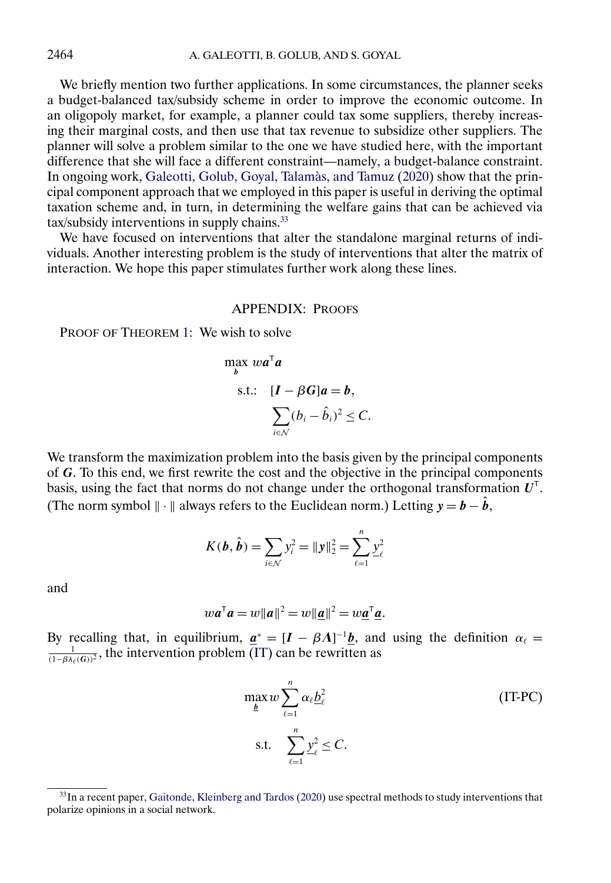We briefly mention two further applications. In some circumstances, the planner seeks a budget-balanced tax/subsidy scheme in order to improve the economic outcome. In an oligopoly market, for example, a planner could tax some suppliers, thereby increasing their marginal costs, and then use that tax revenue to subsidize other suppliers. The planner will solve a problem similar to the one we have studied here, with the important difference that she will face a different constraint—namely, a budget-balance constraint. In ongoing work, Galeotti, Golub, Goyal, Talamàs, and Tamuz (2020) show that the principal component approach that we employed in this paper is useful in deriving the optimal taxation scheme and, in turn, in determining the welfare gains that can be achieved via tax/subsidy interventions in supply chains.[33]

We have focused on interventions that alter the standalone marginal returns of individuals. Another interesting problem is the study of interventions that alter the matrix of interaction. We hope this paper stimulates further work along these lines.

## APPENDIX: PROOFS

PROOF OF THEOREM 1: We wish to solve

$$
\begin{aligned}
\max_{\boldsymbol{b}} \ & w\boldsymbol{a}^{\mathsf{T}}\boldsymbol{a} \\
\text{s.t.:} \quad & [\boldsymbol{I}-\beta\boldsymbol{G}]\boldsymbol{a}=\boldsymbol{b}, \\
& \sum_{i\in\mathcal{N}}(b_i-\hat{b}_i)^2 \leq C.
\end{aligned}
$$

We transform the maximization problem into the basis given by the principal components of $\boldsymbol{G}$. To this end, we first rewrite the cost and the objective in the principal components basis, using the fact that norms do not change under the orthogonal transformation $\boldsymbol{U}^{\mathsf{T}}$. (The norm symbol $\|\cdot\|$ always refers to the Euclidean norm.) Letting $\boldsymbol{y}=\boldsymbol{b}-\hat{\boldsymbol{b}}$,

$$
K(\boldsymbol{b},\hat{\boldsymbol{b}})=\sum_{i\in\mathcal{N}}y_i^2=\|\boldsymbol{y}\|_2^2=\sum_{\ell=1}^{n}\underline{y}_{\ell}^2
$$

and

$$
w\boldsymbol{a}^{\mathsf{T}}\boldsymbol{a}=w\|\boldsymbol{a}\|^2=w\|\underline{\boldsymbol{a}}\|^2=w\underline{\boldsymbol{a}}^{\mathsf{T}}\underline{\boldsymbol{a}}.
$$

By recalling that, in equilibrium, $\underline{\boldsymbol{a}}^{*}=[\boldsymbol{I}-\beta\boldsymbol{\Lambda}]^{-1}\underline{\boldsymbol{b}}$, and using the definition $\alpha_{\ell}=\frac{1}{(1-\beta\lambda_{\ell}(\boldsymbol{G}))^2}$, the intervention problem (IT) can be rewritten as

$$
\begin{aligned}
\max_{\underline{\boldsymbol{b}}} \ & w\sum_{\ell=1}^{n}\alpha_{\ell}\underline{b}_{\ell}^2 \qquad \text{(IT-PC)} \\
\text{s.t.} \quad & \sum_{\ell=1}^{n}\underline{y}_{\ell}^2 \leq C.
\end{aligned}
$$

[33] In a recent paper, Gaitonde, Kleinberg and Tardos (2020) use spectral methods to study interventions that polarize opinions in a social network.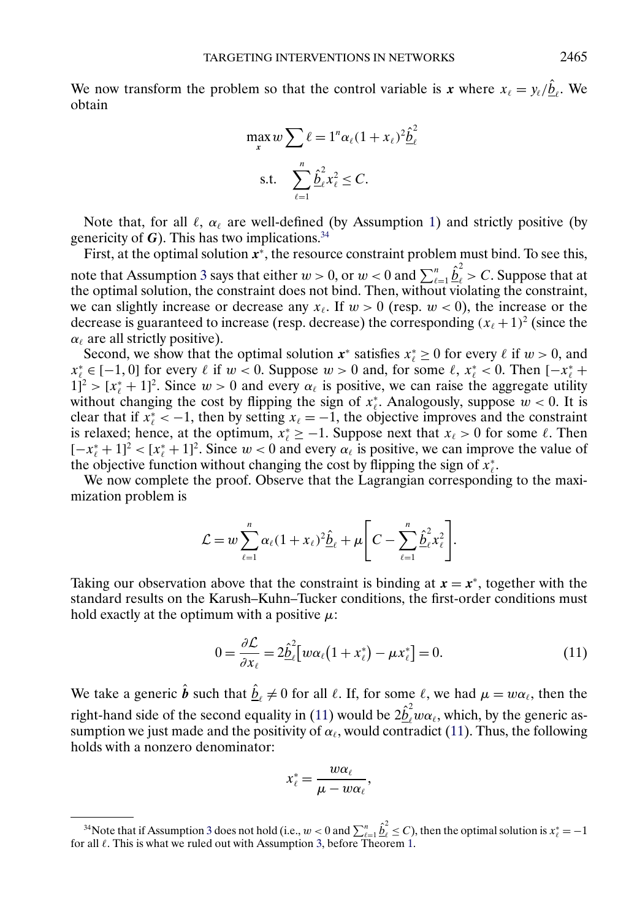We now transform the problem so that the control variable is $\boldsymbol{x}$ where $x_\ell = y_\ell/\underline{\hat{b}}_\ell$. We obtain

$$\max_{\boldsymbol{x}} w \sum \ell = 1^n \alpha_\ell (1+x_\ell)^2 \underline{\hat{b}}_\ell^2$$

$$\text{s.t.} \quad \sum_{\ell=1}^{n} \underline{\hat{b}}_\ell^2 x_\ell^2 \leq C.$$

Note that, for all $\ell$, $\alpha_\ell$ are well-defined (by Assumption 1) and strictly positive (by genericity of $\boldsymbol{G}$). This has two implications.[34]

First, at the optimal solution $\boldsymbol{x}^*$, the resource constraint problem must bind. To see this, note that Assumption 3 says that either $w > 0$, or $w < 0$ and $\sum_{\ell=1}^{n} \underline{\hat{b}}_\ell^2 > C$. Suppose that at the optimal solution, the constraint does not bind. Then, without violating the constraint, we can slightly increase or decrease any $x_\ell$. If $w > 0$ (resp. $w < 0$), the increase or the decrease is guaranteed to increase (resp. decrease) the corresponding $(x_\ell + 1)^2$ (since the $\alpha_\ell$ are all strictly positive).

Second, we show that the optimal solution $\boldsymbol{x}^*$ satisfies $x_\ell^* \geq 0$ for every $\ell$ if $w > 0$, and $x_\ell^* \in [-1, 0]$ for every $\ell$ if $w < 0$. Suppose $w > 0$ and, for some $\ell$, $x_\ell^* < 0$. Then $[-x_\ell^* + 1]^2 > [x_\ell^* + 1]^2$. Since $w > 0$ and every $\alpha_\ell$ is positive, we can raise the aggregate utility without changing the cost by flipping the sign of $x_\ell^*$. Analogously, suppose $w < 0$. It is clear that if $x_\ell^* < -1$, then by setting $x_\ell = -1$, the objective improves and the constraint is relaxed; hence, at the optimum, $x_\ell^* \geq -1$. Suppose next that $x_\ell > 0$ for some $\ell$. Then $[-x_\ell^* + 1]^2 < [x_\ell^* + 1]^2$. Since $w < 0$ and every $\alpha_\ell$ is positive, we can improve the value of the objective function without changing the cost by flipping the sign of $x_\ell^*$.

We now complete the proof. Observe that the Lagrangian corresponding to the maximization problem is

$$\mathcal{L} = w \sum_{\ell=1}^{n} \alpha_\ell (1+x_\ell)^2 \underline{\hat{b}}_\ell + \mu \left[ C - \sum_{\ell=1}^{n} \underline{\hat{b}}_\ell^2 x_\ell^2 \right].$$

Taking our observation above that the constraint is binding at $\boldsymbol{x} = \boldsymbol{x}^*$, together with the standard results on the Karush–Kuhn–Tucker conditions, the first-order conditions must hold exactly at the optimum with a positive $\mu$:

$$0 = \frac{\partial \mathcal{L}}{\partial x_\ell} = 2\underline{\hat{b}}_\ell^2 \left[ w\alpha_\ell \left(1 + x_\ell^*\right) - \mu x_\ell^* \right] = 0. \tag{11}$$

We take a generic $\hat{\boldsymbol{b}}$ such that $\underline{\hat{b}}_\ell \neq 0$ for all $\ell$. If, for some $\ell$, we had $\mu = w\alpha_\ell$, then the right-hand side of the second equality in (11) would be $2\underline{\hat{b}}_\ell^2 w\alpha_\ell$, which, by the generic assumption we just made and the positivity of $\alpha_\ell$, would contradict (11). Thus, the following holds with a nonzero denominator:

$$x_\ell^* = \frac{w\alpha_\ell}{\mu - w\alpha_\ell},$$

---

[34] Note that if Assumption 3 does not hold (i.e., $w < 0$ and $\sum_{\ell=1}^{n} \underline{\hat{b}}_\ell^2 \leq C$), then the optimal solution is $x_\ell^* = -1$ for all $\ell$. This is what we ruled out with Assumption 3, before Theorem 1.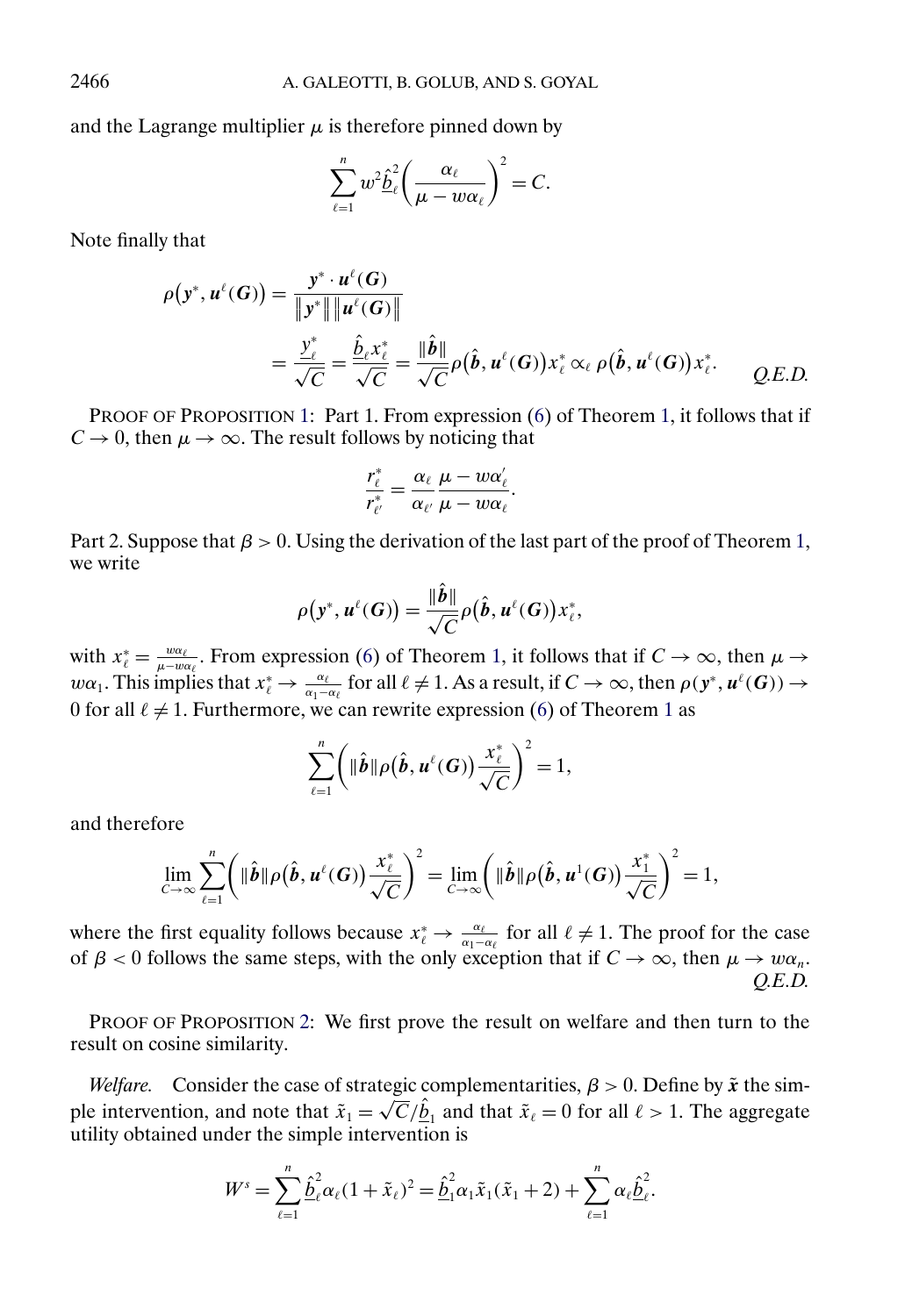and the Lagrange multiplier $\mu$ is therefore pinned down by

$$\sum_{\ell=1}^{n} w^2 \underline{\hat{b}}_\ell^2 \left(\frac{\alpha_\ell}{\mu - w\alpha_\ell}\right)^2 = C.$$

Note finally that

$$\begin{aligned}
\rho\big(\boldsymbol{y}^*, \boldsymbol{u}^\ell(\boldsymbol{G})\big) &= \frac{\boldsymbol{y}^* \cdot \boldsymbol{u}^\ell(\boldsymbol{G})}{\|\boldsymbol{y}^*\| \|\boldsymbol{u}^\ell(\boldsymbol{G})\|} \\
&= \frac{\underline{y}_\ell^*}{\sqrt{C}} = \frac{\hat{\underline{b}}_\ell x_\ell^*}{\sqrt{C}} = \frac{\|\hat{\boldsymbol{b}}\|}{\sqrt{C}} \rho\big(\hat{\boldsymbol{b}}, \boldsymbol{u}^\ell(\boldsymbol{G})\big) x_\ell^* \propto_\ell \rho\big(\hat{\boldsymbol{b}}, \boldsymbol{u}^\ell(\boldsymbol{G})\big) x_\ell^*. \qquad \textit{Q.E.D.}
\end{aligned}$$

PROOF OF PROPOSITION 1: Part 1. From expression (6) of Theorem 1, it follows that if $C \to 0$, then $\mu \to \infty$. The result follows by noticing that

$$\frac{r_\ell^*}{r_{\ell'}^*} = \frac{\alpha_\ell}{\alpha_{\ell'}} \frac{\mu - w\alpha_\ell'}{\mu - w\alpha_\ell}.$$

Part 2. Suppose that $\beta > 0$. Using the derivation of the last part of the proof of Theorem 1, we write

$$\rho\big(\boldsymbol{y}^*, \boldsymbol{u}^\ell(\boldsymbol{G})\big) = \frac{\|\hat{\boldsymbol{b}}\|}{\sqrt{C}} \rho\big(\hat{\boldsymbol{b}}, \boldsymbol{u}^\ell(\boldsymbol{G})\big) x_\ell^*,$$

with $x_\ell^* = \frac{w\alpha_\ell}{\mu - w\alpha_\ell}$. From expression (6) of Theorem 1, it follows that if $C \to \infty$, then $\mu \to w\alpha_1$. This implies that $x_\ell^* \to \frac{\alpha_\ell}{\alpha_1 - \alpha_\ell}$ for all $\ell \neq 1$. As a result, if $C \to \infty$, then $\rho(\boldsymbol{y}^*, \boldsymbol{u}^\ell(\boldsymbol{G})) \to 0$ for all $\ell \neq 1$. Furthermore, we can rewrite expression (6) of Theorem 1 as

$$\sum_{\ell=1}^{n} \left( \|\hat{\boldsymbol{b}}\| \rho\big(\hat{\boldsymbol{b}}, \boldsymbol{u}^\ell(\boldsymbol{G})\big) \frac{x_\ell^*}{\sqrt{C}} \right)^2 = 1,$$

and therefore

$$\lim_{C\to\infty} \sum_{\ell=1}^{n} \left( \|\hat{\boldsymbol{b}}\| \rho\big(\hat{\boldsymbol{b}}, \boldsymbol{u}^\ell(\boldsymbol{G})\big) \frac{x_\ell^*}{\sqrt{C}} \right)^2 = \lim_{C\to\infty} \left( \|\hat{\boldsymbol{b}}\| \rho\big(\hat{\boldsymbol{b}}, \boldsymbol{u}^1(\boldsymbol{G})\big) \frac{x_1^*}{\sqrt{C}} \right)^2 = 1,$$

where the first equality follows because $x_\ell^* \to \frac{\alpha_\ell}{\alpha_1 - \alpha_\ell}$ for all $\ell \neq 1$. The proof for the case of $\beta < 0$ follows the same steps, with the only exception that if $C \to \infty$, then $\mu \to w\alpha_n$. *Q.E.D.*

PROOF OF PROPOSITION 2: We first prove the result on welfare and then turn to the result on cosine similarity.

*Welfare.* Consider the case of strategic complementarities, $\beta > 0$. Define by $\tilde{\boldsymbol{x}}$ the simple intervention, and note that $\tilde{x}_1 = \sqrt{C}/\hat{\underline{b}}_1$ and that $\tilde{x}_\ell = 0$ for all $\ell > 1$. The aggregate utility obtained under the simple intervention is

$$W^s = \sum_{\ell=1}^{n} \hat{\underline{b}}_\ell^2 \alpha_\ell (1 + \tilde{x}_\ell)^2 = \hat{\underline{b}}_1^2 \alpha_1 \tilde{x}_1 (\tilde{x}_1 + 2) + \sum_{\ell=1}^{n} \alpha_\ell \hat{\underline{b}}_\ell^2.$$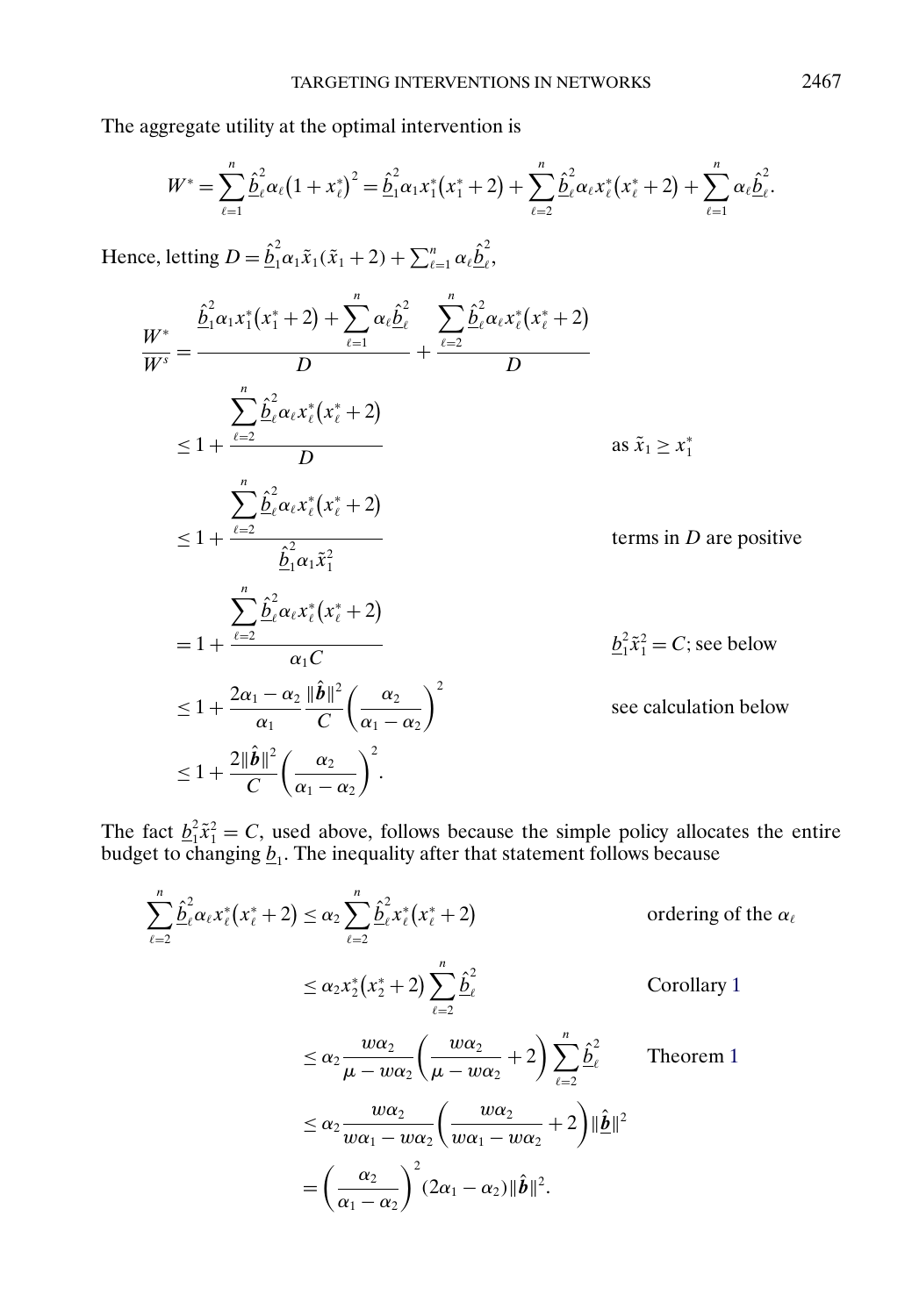The aggregate utility at the optimal intervention is

$$W^* = \sum_{\ell=1}^{n} \hat{\underline{b}}_\ell^2 \alpha_\ell (1 + x_\ell^*)^2 = \hat{\underline{b}}_1^2 \alpha_1 x_1^*(x_1^* + 2) + \sum_{\ell=2}^{n} \hat{\underline{b}}_\ell^2 \alpha_\ell x_\ell^*(x_\ell^* + 2) + \sum_{\ell=1}^{n} \alpha_\ell \hat{\underline{b}}_\ell^2.$$

Hence, letting $D = \hat{\underline{b}}_1^2 \alpha_1 \tilde{x}_1(\tilde{x}_1 + 2) + \sum_{\ell=1}^{n} \alpha_\ell \hat{\underline{b}}_\ell^2$,

$$
\begin{aligned}
\frac{W^*}{W^s} &= \frac{\hat{\underline{b}}_1^2 \alpha_1 x_1^*(x_1^* + 2) + \sum_{\ell=1}^{n} \alpha_\ell \hat{\underline{b}}_\ell^2}{D} + \frac{\sum_{\ell=2}^{n} \hat{\underline{b}}_\ell^2 \alpha_\ell x_\ell^*(x_\ell^* + 2)}{D} \\
&\leq 1 + \frac{\sum_{\ell=2}^{n} \hat{\underline{b}}_\ell^2 \alpha_\ell x_\ell^*(x_\ell^* + 2)}{D} && \text{as } \tilde{x}_1 \geq x_1^* \\
&\leq 1 + \frac{\sum_{\ell=2}^{n} \hat{\underline{b}}_\ell^2 \alpha_\ell x_\ell^*(x_\ell^* + 2)}{\hat{\underline{b}}_1^2 \alpha_1 \tilde{x}_1^2} && \text{terms in } D \text{ are positive} \\
&= 1 + \frac{\sum_{\ell=2}^{n} \hat{\underline{b}}_\ell^2 \alpha_\ell x_\ell^*(x_\ell^* + 2)}{\alpha_1 C} && \underline{b}_1^2 \tilde{x}_1^2 = C\text{; see below} \\
&\leq 1 + \frac{2\alpha_1 - \alpha_2}{\alpha_1} \frac{\|\hat{\boldsymbol{b}}\|^2}{C} \left( \frac{\alpha_2}{\alpha_1 - \alpha_2} \right)^2 && \text{see calculation below} \\
&\leq 1 + \frac{2\|\hat{\boldsymbol{b}}\|^2}{C} \left( \frac{\alpha_2}{\alpha_1 - \alpha_2} \right)^2.
\end{aligned}
$$

The fact $\underline{b}_1^2 \tilde{x}_1^2 = C$, used above, follows because the simple policy allocates the entire budget to changing $\underline{b}_1$. The inequality after that statement follows because

$$
\begin{aligned}
\sum_{\ell=2}^{n} \hat{\underline{b}}_\ell^2 \alpha_\ell x_\ell^*(x_\ell^* + 2) &\leq \alpha_2 \sum_{\ell=2}^{n} \hat{\underline{b}}_\ell^2 x_\ell^*(x_\ell^* + 2) && \text{ordering of the } \alpha_\ell \\
&\leq \alpha_2 x_2^*(x_2^* + 2) \sum_{\ell=2}^{n} \hat{\underline{b}}_\ell^2 && \text{Corollary 1} \\
&\leq \alpha_2 \frac{w\alpha_2}{\mu - w\alpha_2} \left( \frac{w\alpha_2}{\mu - w\alpha_2} + 2 \right) \sum_{\ell=2}^{n} \hat{\underline{b}}_\ell^2 && \text{Theorem 1} \\
&\leq \alpha_2 \frac{w\alpha_2}{w\alpha_1 - w\alpha_2} \left( \frac{w\alpha_2}{w\alpha_1 - w\alpha_2} + 2 \right) \|\hat{\underline{\boldsymbol{b}}}\|^2 \\
&= \left( \frac{\alpha_2}{\alpha_1 - \alpha_2} \right)^2 (2\alpha_1 - \alpha_2) \|\hat{\boldsymbol{b}}\|^2.
\end{aligned}
$$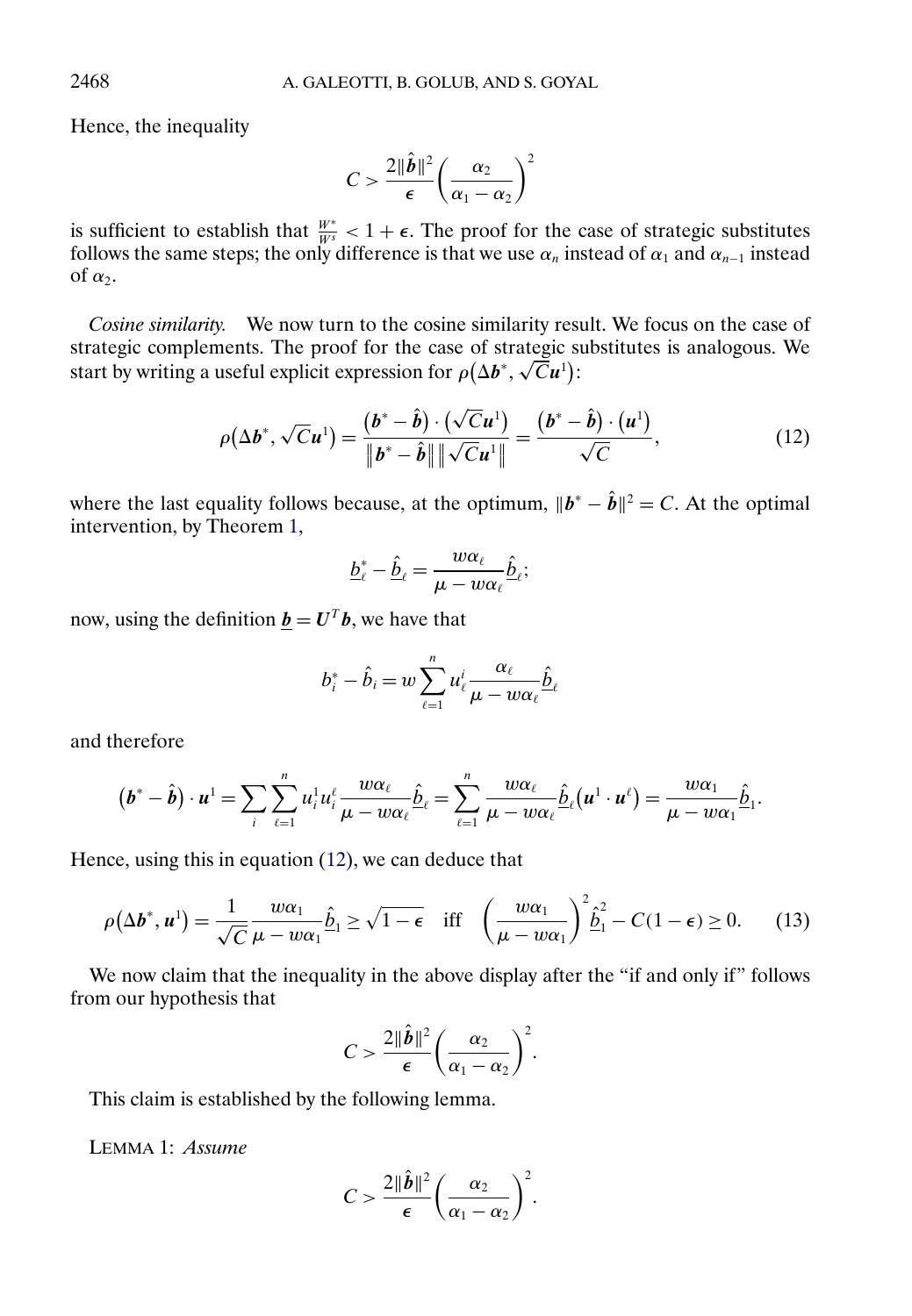Hence, the inequality

$$C > \frac{2\|\hat{\boldsymbol{b}}\|^2}{\epsilon}\left(\frac{\alpha_2}{\alpha_1 - \alpha_2}\right)^2$$

is sufficient to establish that $\frac{W^*}{W^s} < 1 + \epsilon$. The proof for the case of strategic substitutes follows the same steps; the only difference is that we use $\alpha_n$ instead of $\alpha_1$ and $\alpha_{n-1}$ instead of $\alpha_2$.

*Cosine similarity.* We now turn to the cosine similarity result. We focus on the case of strategic complements. The proof for the case of strategic substitutes is analogous. We start by writing a useful explicit expression for $\rho(\Delta \boldsymbol{b}^*, \sqrt{C}\boldsymbol{u}^1)$:

$$\rho(\Delta \boldsymbol{b}^*, \sqrt{C}\boldsymbol{u}^1) = \frac{(\boldsymbol{b}^* - \hat{\boldsymbol{b}}) \cdot (\sqrt{C}\boldsymbol{u}^1)}{\|\boldsymbol{b}^* - \hat{\boldsymbol{b}}\| \|\sqrt{C}\boldsymbol{u}^1\|} = \frac{(\boldsymbol{b}^* - \hat{\boldsymbol{b}}) \cdot (\boldsymbol{u}^1)}{\sqrt{C}}, \tag{12}$$

where the last equality follows because, at the optimum, $\|\boldsymbol{b}^* - \hat{\boldsymbol{b}}\|^2 = C$. At the optimal intervention, by Theorem 1,

$$\underline{b}_\ell^* - \hat{\underline{b}}_\ell = \frac{w\alpha_\ell}{\mu - w\alpha_\ell}\hat{\underline{b}}_\ell;$$

now, using the definition $\underline{\boldsymbol{b}} = \boldsymbol{U}^T\boldsymbol{b}$, we have that

$$b_i^* - \hat{b}_i = w\sum_{\ell=1}^{n} u_\ell^i \frac{\alpha_\ell}{\mu - w\alpha_\ell}\hat{\underline{b}}_\ell$$

and therefore

$$(\boldsymbol{b}^* - \hat{\boldsymbol{b}}) \cdot \boldsymbol{u}^1 = \sum_i \sum_{\ell=1}^{n} u_i^1 u_i^\ell \frac{w\alpha_\ell}{\mu - w\alpha_\ell}\hat{\underline{b}}_\ell = \sum_{\ell=1}^{n} \frac{w\alpha_\ell}{\mu - w\alpha_\ell}\hat{\underline{b}}_\ell(\boldsymbol{u}^1 \cdot \boldsymbol{u}^\ell) = \frac{w\alpha_1}{\mu - w\alpha_1}\hat{\underline{b}}_1.$$

Hence, using this in equation (12), we can deduce that

$$\rho(\Delta \boldsymbol{b}^*, \boldsymbol{u}^1) = \frac{1}{\sqrt{C}}\frac{w\alpha_1}{\mu - w\alpha_1}\hat{\underline{b}}_1 \geq \sqrt{1-\epsilon} \quad \text{iff} \quad \left(\frac{w\alpha_1}{\mu - w\alpha_1}\right)^2 \hat{\underline{b}}_1^2 - C(1-\epsilon) \geq 0. \tag{13}$$

We now claim that the inequality in the above display after the "if and only if" follows from our hypothesis that

$$C > \frac{2\|\hat{\boldsymbol{b}}\|^2}{\epsilon}\left(\frac{\alpha_2}{\alpha_1 - \alpha_2}\right)^2.$$

This claim is established by the following lemma.

LEMMA 1: *Assume*

$$C > \frac{2\|\hat{\boldsymbol{b}}\|^2}{\epsilon}\left(\frac{\alpha_2}{\alpha_1 - \alpha_2}\right)^2.$$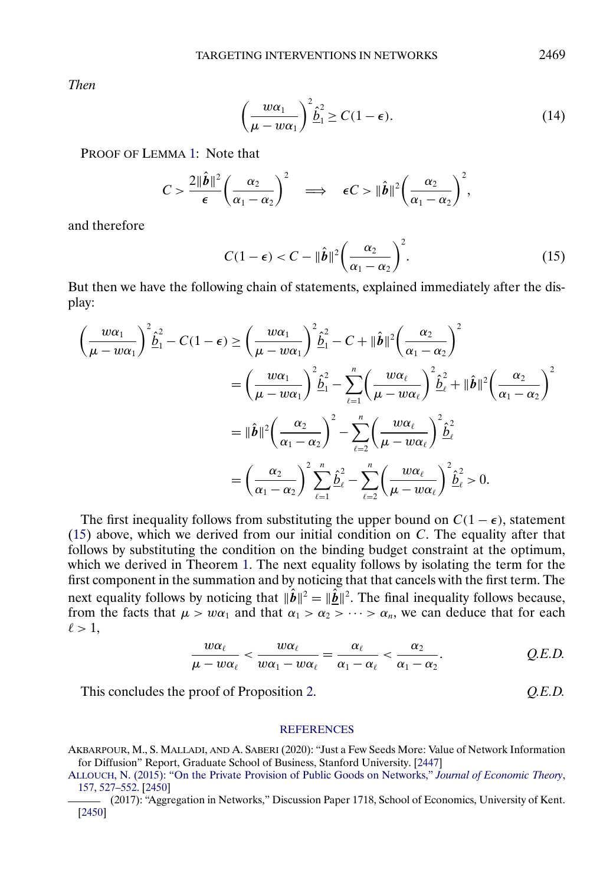*Then*

$$\left(\frac{w\alpha_1}{\mu - w\alpha_1}\right)^2 \hat{\underline{b}}_1^2 \geq C(1-\epsilon). \tag{14}$$

PROOF OF LEMMA 1: Note that

$$C > \frac{2\|\hat{\boldsymbol{b}}\|^2}{\epsilon}\left(\frac{\alpha_2}{\alpha_1 - \alpha_2}\right)^2 \quad \Longrightarrow \quad \epsilon C > \|\hat{\boldsymbol{b}}\|^2\left(\frac{\alpha_2}{\alpha_1 - \alpha_2}\right)^2,$$

and therefore

$$C(1-\epsilon) < C - \|\hat{\boldsymbol{b}}\|^2\left(\frac{\alpha_2}{\alpha_1 - \alpha_2}\right)^2. \tag{15}$$

But then we have the following chain of statements, explained immediately after the display:

$$\begin{aligned}
\left(\frac{w\alpha_1}{\mu - w\alpha_1}\right)^2 \hat{\underline{b}}_1^2 - C(1-\epsilon) &\geq \left(\frac{w\alpha_1}{\mu - w\alpha_1}\right)^2 \hat{\underline{b}}_1^2 - C + \|\hat{\boldsymbol{b}}\|^2\left(\frac{\alpha_2}{\alpha_1 - \alpha_2}\right)^2 \\
&= \left(\frac{w\alpha_1}{\mu - w\alpha_1}\right)^2 \hat{\underline{b}}_1^2 - \sum_{\ell=1}^{n}\left(\frac{w\alpha_\ell}{\mu - w\alpha_\ell}\right)^2 \hat{\underline{b}}_\ell^2 + \|\hat{\boldsymbol{b}}\|^2\left(\frac{\alpha_2}{\alpha_1 - \alpha_2}\right)^2 \\
&= \|\hat{\boldsymbol{b}}\|^2\left(\frac{\alpha_2}{\alpha_1 - \alpha_2}\right)^2 - \sum_{\ell=2}^{n}\left(\frac{w\alpha_\ell}{\mu - w\alpha_\ell}\right)^2 \hat{\underline{b}}_\ell^2 \\
&= \left(\frac{\alpha_2}{\alpha_1 - \alpha_2}\right)^2 \sum_{\ell=1}^{n} \hat{\underline{b}}_\ell^2 - \sum_{\ell=2}^{n}\left(\frac{w\alpha_\ell}{\mu - w\alpha_\ell}\right)^2 \hat{\underline{b}}_\ell^2 > 0.
\end{aligned}$$

The first inequality follows from substituting the upper bound on $C(1-\epsilon)$, statement (15) above, which we derived from our initial condition on $C$. The equality after that follows by substituting the condition on the binding budget constraint at the optimum, which we derived in Theorem 1. The next equality follows by isolating the term for the first component in the summation and by noticing that that cancels with the first term. The next equality follows by noticing that $\|\hat{\boldsymbol{b}}\|^2 = \|\hat{\underline{\boldsymbol{b}}}\|^2$. The final inequality follows because, from the facts that $\mu > w\alpha_1$ and that $\alpha_1 > \alpha_2 > \cdots > \alpha_n$, we can deduce that for each $\ell > 1$,

$$\frac{w\alpha_\ell}{\mu - w\alpha_\ell} < \frac{w\alpha_\ell}{w\alpha_1 - w\alpha_\ell} = \frac{\alpha_\ell}{\alpha_1 - \alpha_\ell} < \frac{\alpha_2}{\alpha_1 - \alpha_2}. \qquad \textit{Q.E.D.}$$

This concludes the proof of Proposition 2. *Q.E.D.*

## REFERENCES

AKBARPOUR, M., S. MALLADI, AND A. SABERI (2020): "Just a Few Seeds More: Value of Network Information for Diffusion" Report, Graduate School of Business, Stanford University. [2447]

ALLOUCH, N. (2015): "On the Private Provision of Public Goods on Networks," *Journal of Economic Theory*, 157, 527–552. [2450]

——— (2017): "Aggregation in Networks," Discussion Paper 1718, School of Economics, University of Kent. [2450]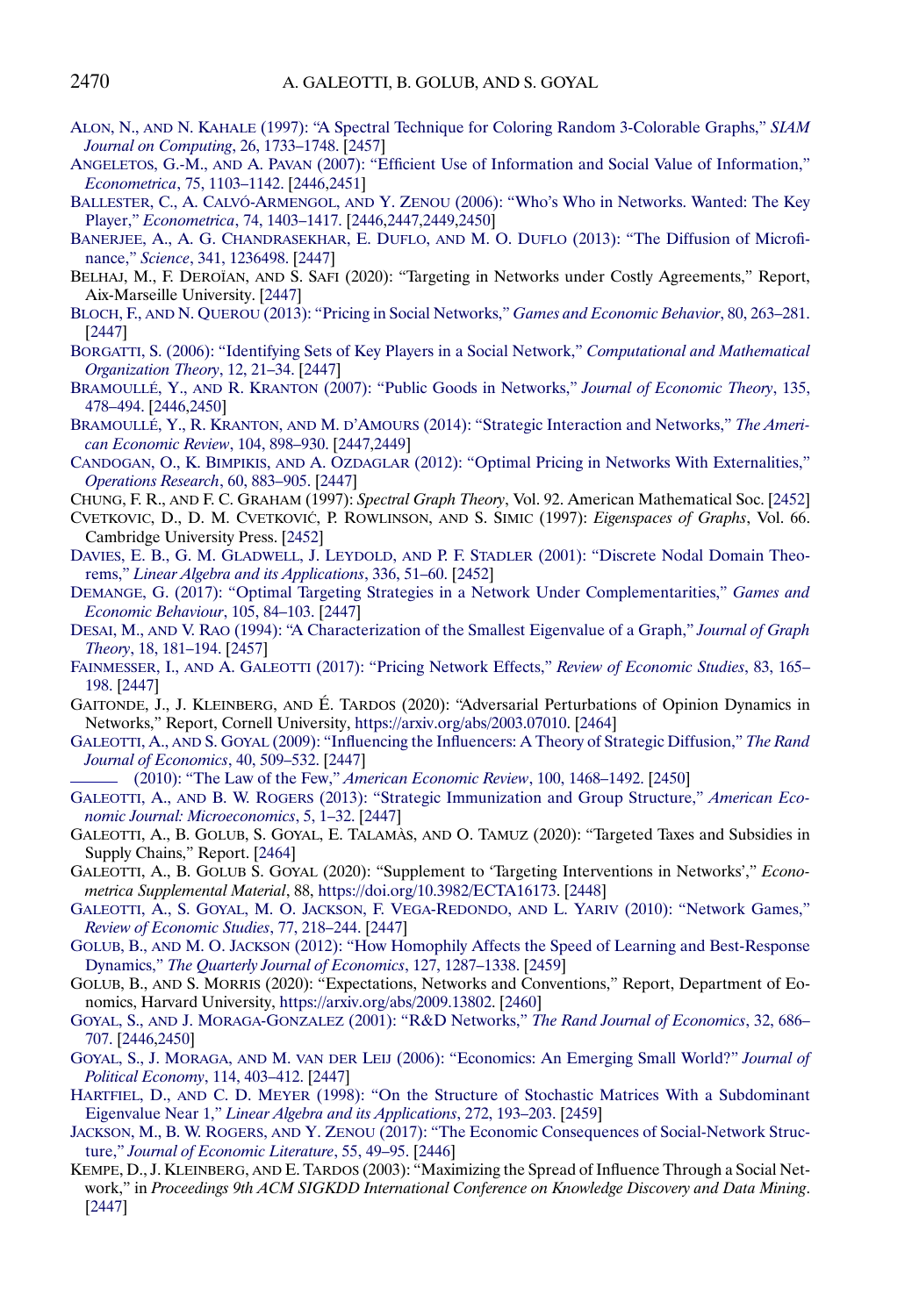ALON, N., AND N. KAHALE (1997): "A Spectral Technique for Coloring Random 3-Colorable Graphs," *SIAM Journal on Computing*, 26, 1733–1748. [2457]

ANGELETOS, G.-M., AND A. PAVAN (2007): "Efficient Use of Information and Social Value of Information," *Econometrica*, 75, 1103–1142. [2446,2451]

BALLESTER, C., A. CALVÓ-ARMENGOL, AND Y. ZENOU (2006): "Who's Who in Networks. Wanted: The Key Player," *Econometrica*, 74, 1403–1417. [2446,2447,2449,2450]

BANERJEE, A., A. G. CHANDRASEKHAR, E. DUFLO, AND M. O. DUFLO (2013): "The Diffusion of Microfinance," *Science*, 341, 1236498. [2447]

BELHAJ, M., F. DEROÏAN, AND S. SAFI (2020): "Targeting in Networks under Costly Agreements," Report, Aix-Marseille University. [2447]

BLOCH, F., AND N. QUEROU (2013): "Pricing in Social Networks," *Games and Economic Behavior*, 80, 263–281. [2447]

BORGATTI, S. (2006): "Identifying Sets of Key Players in a Social Network," *Computational and Mathematical Organization Theory*, 12, 21–34. [2447]

BRAMOULLÉ, Y., AND R. KRANTON (2007): "Public Goods in Networks," *Journal of Economic Theory*, 135, 478–494. [2446,2450]

BRAMOULLÉ, Y., R. KRANTON, AND M. D'AMOURS (2014): "Strategic Interaction and Networks," *The American Economic Review*, 104, 898–930. [2447,2449]

CANDOGAN, O., K. BIMPIKIS, AND A. OZDAGLAR (2012): "Optimal Pricing in Networks With Externalities," *Operations Research*, 60, 883–905. [2447]

CHUNG, F. R., AND F. C. GRAHAM (1997): *Spectral Graph Theory*, Vol. 92. American Mathematical Soc. [2452]

CVETKOVIC, D., D. M. CVETKOVIĆ, P. ROWLINSON, AND S. SIMIC (1997): *Eigenspaces of Graphs*, Vol. 66. Cambridge University Press. [2452]

DAVIES, E. B., G. M. GLADWELL, J. LEYDOLD, AND P. F. STADLER (2001): "Discrete Nodal Domain Theorems," *Linear Algebra and its Applications*, 336, 51–60. [2452]

DEMANGE, G. (2017): "Optimal Targeting Strategies in a Network Under Complementarities," *Games and Economic Behaviour*, 105, 84–103. [2447]

DESAI, M., AND V. RAO (1994): "A Characterization of the Smallest Eigenvalue of a Graph," *Journal of Graph Theory*, 18, 181–194. [2457]

FAINMESSER, I., AND A. GALEOTTI (2017): "Pricing Network Effects," *Review of Economic Studies*, 83, 165–198. [2447]

GAITONDE, J., J. KLEINBERG, AND É. TARDOS (2020): "Adversarial Perturbations of Opinion Dynamics in Networks," Report, Cornell University, https://arxiv.org/abs/2003.07010. [2464]

GALEOTTI, A., AND S. GOYAL (2009): "Influencing the Influencers: A Theory of Strategic Diffusion," *The Rand Journal of Economics*, 40, 509–532. [2447]

——— (2010): "The Law of the Few," *American Economic Review*, 100, 1468–1492. [2450]

GALEOTTI, A., AND B. W. ROGERS (2013): "Strategic Immunization and Group Structure," *American Economic Journal: Microeconomics*, 5, 1–32. [2447]

GALEOTTI, A., B. GOLUB, S. GOYAL, E. TALAMÀS, AND O. TAMUZ (2020): "Targeted Taxes and Subsidies in Supply Chains," Report. [2464]

GALEOTTI, A., B. GOLUB S. GOYAL (2020): "Supplement to 'Targeting Interventions in Networks'," *Econometrica Supplemental Material*, 88, https://doi.org/10.3982/ECTA16173. [2448]

GALEOTTI, A., S. GOYAL, M. O. JACKSON, F. VEGA-REDONDO, AND L. YARIV (2010): "Network Games," *Review of Economic Studies*, 77, 218–244. [2447]

GOLUB, B., AND M. O. JACKSON (2012): "How Homophily Affects the Speed of Learning and Best-Response Dynamics," *The Quarterly Journal of Economics*, 127, 1287–1338. [2459]

GOLUB, B., AND S. MORRIS (2020): "Expectations, Networks and Conventions," Report, Department of Economics, Harvard University, https://arxiv.org/abs/2009.13802. [2460]

GOYAL, S., AND J. MORAGA-GONZALEZ (2001): "R&D Networks," *The Rand Journal of Economics*, 32, 686–707. [2446,2450]

GOYAL, S., J. MORAGA, AND M. VAN DER LEIJ (2006): "Economics: An Emerging Small World?" *Journal of Political Economy*, 114, 403–412. [2447]

HARTFIEL, D., AND C. D. MEYER (1998): "On the Structure of Stochastic Matrices With a Subdominant Eigenvalue Near 1," *Linear Algebra and its Applications*, 272, 193–203. [2459]

JACKSON, M., B. W. ROGERS, AND Y. ZENOU (2017): "The Economic Consequences of Social-Network Structure," *Journal of Economic Literature*, 55, 49–95. [2446]

KEMPE, D., J. KLEINBERG, AND E. TARDOS (2003): "Maximizing the Spread of Influence Through a Social Network," in *Proceedings 9th ACM SIGKDD International Conference on Knowledge Discovery and Data Mining*. [2447]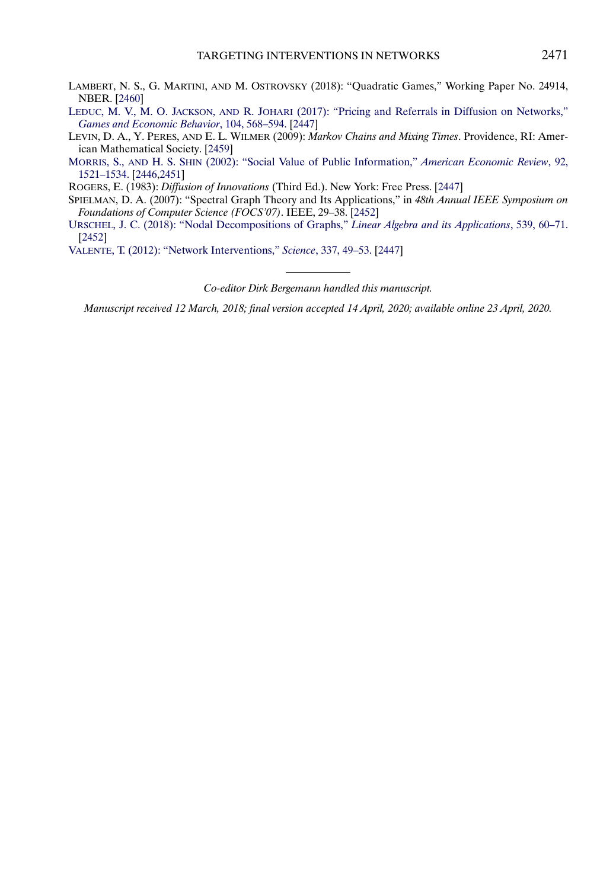LAMBERT, N. S., G. MARTINI, AND M. OSTROVSKY (2018): "Quadratic Games," Working Paper No. 24914, NBER. [2460]

LEDUC, M. V., M. O. JACKSON, AND R. JOHARI (2017): "Pricing and Referrals in Diffusion on Networks," *Games and Economic Behavior*, 104, 568–594. [2447]

LEVIN, D. A., Y. PERES, AND E. L. WILMER (2009): *Markov Chains and Mixing Times*. Providence, RI: American Mathematical Society. [2459]

MORRIS, S., AND H. S. SHIN (2002): "Social Value of Public Information," *American Economic Review*, 92, 1521–1534. [2446,2451]

ROGERS, E. (1983): *Diffusion of Innovations* (Third Ed.). New York: Free Press. [2447]

SPIELMAN, D. A. (2007): "Spectral Graph Theory and Its Applications," in *48th Annual IEEE Symposium on Foundations of Computer Science (FOCS'07)*. IEEE, 29–38. [2452]

URSCHEL, J. C. (2018): "Nodal Decompositions of Graphs," *Linear Algebra and its Applications*, 539, 60–71. [2452]

VALENTE, T. (2012): "Network Interventions," *Science*, 337, 49–53. [2447]

---

*Co-editor Dirk Bergemann handled this manuscript.*

*Manuscript received 12 March, 2018; final version accepted 14 April, 2020; available online 23 April, 2020.*